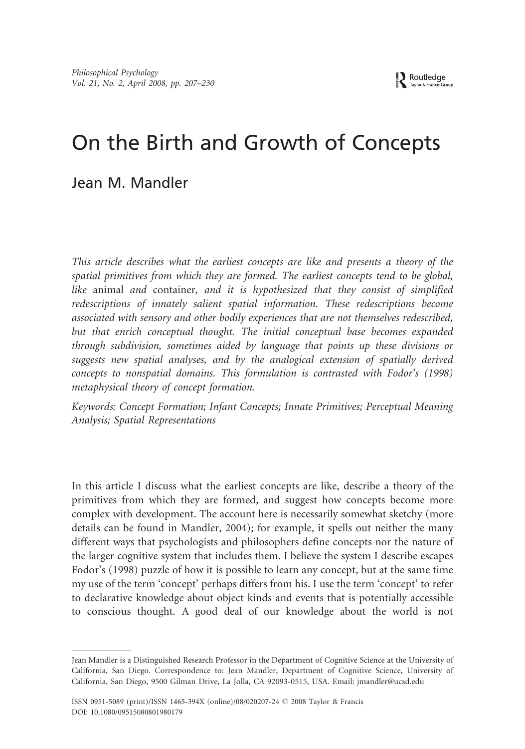# On the Birth and Growth of Concepts

## Jean M. Mandler

*This article describes what the earliest concepts are like and presents a theory of the spatial primitives from which they are formed. The earliest concepts tend to be global, like* animal *and* container*, and it is hypothesized that they consist of simplified redescriptions of innately salient spatial information. These redescriptions become associated with sensory and other bodily experiences that are not themselves redescribed, but that enrich conceptual thought. The initial conceptual base becomes expanded through subdivision, sometimes aided by language that points up these divisions or suggests new spatial analyses, and by the analogical extension of spatially derived concepts to nonspatial domains. This formulation is contrasted with Fodor's (1998) metaphysical theory of concept formation.*

*Keywords: Concept Formation; Infant Concepts; Innate Primitives; Perceptual Meaning Analysis; Spatial Representations*

In this article I discuss what the earliest concepts are like, describe a theory of the primitives from which they are formed, and suggest how concepts become more complex with development. The account here is necessarily somewhat sketchy (more details can be found in Mandler, 2004); for example, it spells out neither the many different ways that psychologists and philosophers define concepts nor the nature of the larger cognitive system that includes them. I believe the system I describe escapes Fodor's (1998) puzzle of how it is possible to learn any concept, but at the same time my use of the term 'concept' perhaps differs from his. I use the term 'concept' to refer to declarative knowledge about object kinds and events that is potentially accessible to conscious thought. A good deal of our knowledge about the world is not

---

Jean Mandler is a Distinguished Research Professor in the Department of Cognitive Science at the University of California, San Diego. Correspondence to: Jean Mandler, Department of Cognitive Science, University of California, San Diego, 9500 Gilman Drive, La Jolla, CA 92093-0515, USA. Email: jmandler@ucsd.edu

ISSN 0951-5089 (print)/ISSN 1465-394X (online)/08/020207-24 © 2008 Taylor & Francis
DOI: 10.1080/09515080801980179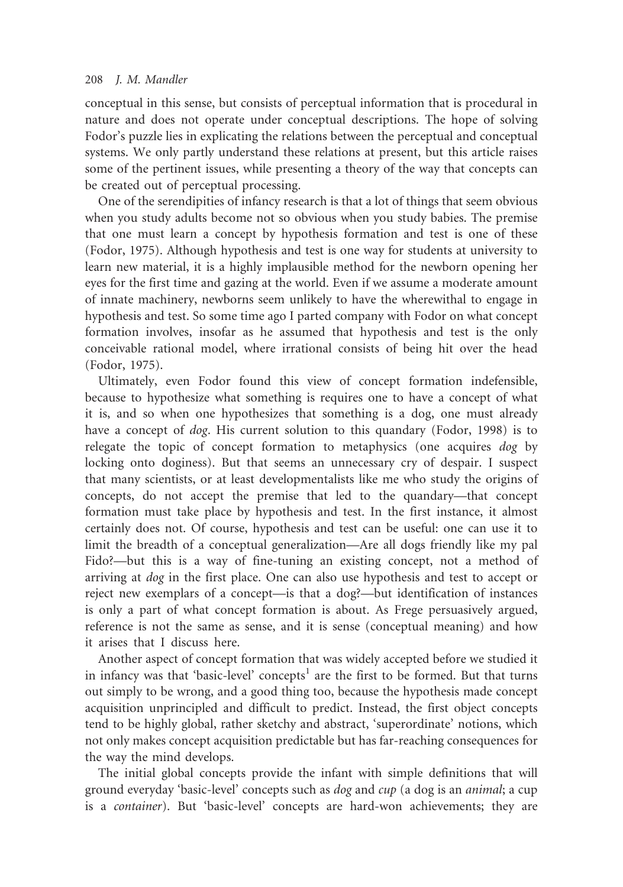conceptual in this sense, but consists of perceptual information that is procedural in nature and does not operate under conceptual descriptions. The hope of solving Fodor's puzzle lies in explicating the relations between the perceptual and conceptual systems. We only partly understand these relations at present, but this article raises some of the pertinent issues, while presenting a theory of the way that concepts can be created out of perceptual processing.

One of the serendipities of infancy research is that a lot of things that seem obvious when you study adults become not so obvious when you study babies. The premise that one must learn a concept by hypothesis formation and test is one of these (Fodor, 1975). Although hypothesis and test is one way for students at university to learn new material, it is a highly implausible method for the newborn opening her eyes for the first time and gazing at the world. Even if we assume a moderate amount of innate machinery, newborns seem unlikely to have the wherewithal to engage in hypothesis and test. So some time ago I parted company with Fodor on what concept formation involves, insofar as he assumed that hypothesis and test is the only conceivable rational model, where irrational consists of being hit over the head (Fodor, 1975).

Ultimately, even Fodor found this view of concept formation indefensible, because to hypothesize what something is requires one to have a concept of what it is, and so when one hypothesizes that something is a dog, one must already have a concept of *dog*. His current solution to this quandary (Fodor, 1998) is to relegate the topic of concept formation to metaphysics (one acquires *dog* by locking onto doginess). But that seems an unnecessary cry of despair. I suspect that many scientists, or at least developmentalists like me who study the origins of concepts, do not accept the premise that led to the quandary—that concept formation must take place by hypothesis and test. In the first instance, it almost certainly does not. Of course, hypothesis and test can be useful: one can use it to limit the breadth of a conceptual generalization—Are all dogs friendly like my pal Fido?—but this is a way of fine-tuning an existing concept, not a method of arriving at *dog* in the first place. One can also use hypothesis and test to accept or reject new exemplars of a concept—is that a dog?—but identification of instances is only a part of what concept formation is about. As Frege persuasively argued, reference is not the same as sense, and it is sense (conceptual meaning) and how it arises that I discuss here.

Another aspect of concept formation that was widely accepted before we studied it in infancy was that 'basic-level' concepts[1] are the first to be formed. But that turns out simply to be wrong, and a good thing too, because the hypothesis made concept acquisition unprincipled and difficult to predict. Instead, the first object concepts tend to be highly global, rather sketchy and abstract, 'superordinate' notions, which not only makes concept acquisition predictable but has far-reaching consequences for the way the mind develops.

The initial global concepts provide the infant with simple definitions that will ground everyday 'basic-level' concepts such as *dog* and *cup* (a dog is an *animal*; a cup is a *container*). But 'basic-level' concepts are hard-won achievements; they are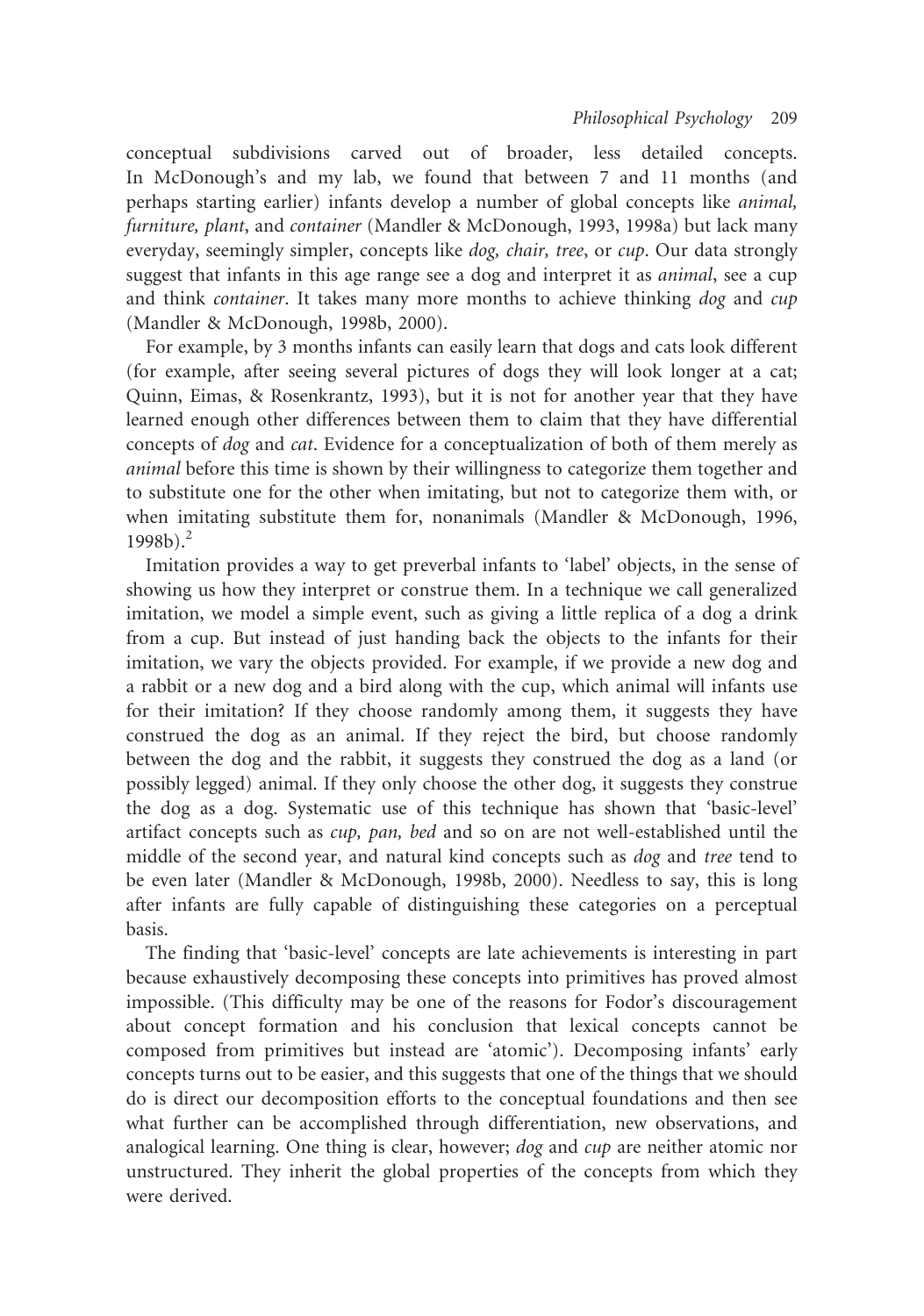conceptual subdivisions carved out of broader, less detailed concepts. In McDonough's and my lab, we found that between 7 and 11 months (and perhaps starting earlier) infants develop a number of global concepts like *animal, furniture, plant*, and *container* (Mandler & McDonough, 1993, 1998a) but lack many everyday, seemingly simpler, concepts like *dog, chair, tree*, or *cup*. Our data strongly suggest that infants in this age range see a dog and interpret it as *animal*, see a cup and think *container*. It takes many more months to achieve thinking *dog* and *cup* (Mandler & McDonough, 1998b, 2000).

For example, by 3 months infants can easily learn that dogs and cats look different (for example, after seeing several pictures of dogs they will look longer at a cat; Quinn, Eimas, & Rosenkrantz, 1993), but it is not for another year that they have learned enough other differences between them to claim that they have differential concepts of *dog* and *cat*. Evidence for a conceptualization of both of them merely as *animal* before this time is shown by their willingness to categorize them together and to substitute one for the other when imitating, but not to categorize them with, or when imitating substitute them for, nonanimals (Mandler & McDonough, 1996, 1998b).[2]

Imitation provides a way to get preverbal infants to 'label' objects, in the sense of showing us how they interpret or construe them. In a technique we call generalized imitation, we model a simple event, such as giving a little replica of a dog a drink from a cup. But instead of just handing back the objects to the infants for their imitation, we vary the objects provided. For example, if we provide a new dog and a rabbit or a new dog and a bird along with the cup, which animal will infants use for their imitation? If they choose randomly among them, it suggests they have construed the dog as an animal. If they reject the bird, but choose randomly between the dog and the rabbit, it suggests they construed the dog as a land (or possibly legged) animal. If they only choose the other dog, it suggests they construe the dog as a dog. Systematic use of this technique has shown that 'basic-level' artifact concepts such as *cup, pan, bed* and so on are not well-established until the middle of the second year, and natural kind concepts such as *dog* and *tree* tend to be even later (Mandler & McDonough, 1998b, 2000). Needless to say, this is long after infants are fully capable of distinguishing these categories on a perceptual basis.

The finding that 'basic-level' concepts are late achievements is interesting in part because exhaustively decomposing these concepts into primitives has proved almost impossible. (This difficulty may be one of the reasons for Fodor's discouragement about concept formation and his conclusion that lexical concepts cannot be composed from primitives but instead are 'atomic'). Decomposing infants' early concepts turns out to be easier, and this suggests that one of the things that we should do is direct our decomposition efforts to the conceptual foundations and then see what further can be accomplished through differentiation, new observations, and analogical learning. One thing is clear, however; *dog* and *cup* are neither atomic nor unstructured. They inherit the global properties of the concepts from which they were derived.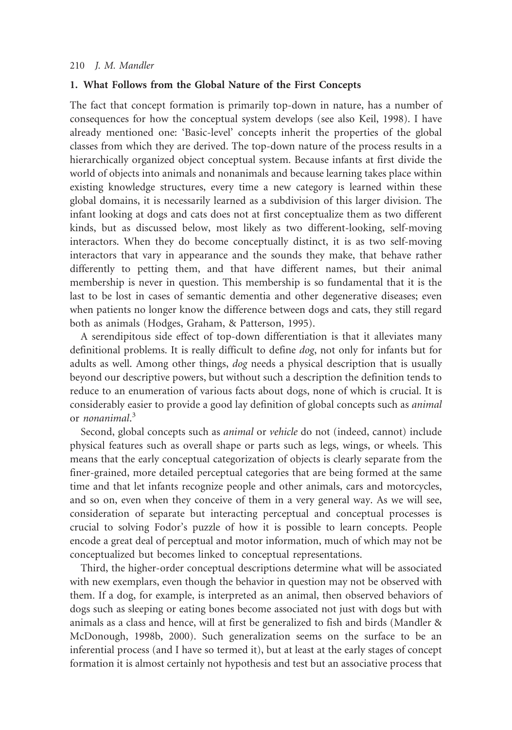## 1. What Follows from the Global Nature of the First Concepts

The fact that concept formation is primarily top-down in nature, has a number of consequences for how the conceptual system develops (see also Keil, 1998). I have already mentioned one: 'Basic-level' concepts inherit the properties of the global classes from which they are derived. The top-down nature of the process results in a hierarchically organized object conceptual system. Because infants at first divide the world of objects into animals and nonanimals and because learning takes place within existing knowledge structures, every time a new category is learned within these global domains, it is necessarily learned as a subdivision of this larger division. The infant looking at dogs and cats does not at first conceptualize them as two different kinds, but as discussed below, most likely as two different-looking, self-moving interactors. When they do become conceptually distinct, it is as two self-moving interactors that vary in appearance and the sounds they make, that behave rather differently to petting them, and that have different names, but their animal membership is never in question. This membership is so fundamental that it is the last to be lost in cases of semantic dementia and other degenerative diseases; even when patients no longer know the difference between dogs and cats, they still regard both as animals (Hodges, Graham, & Patterson, 1995).

A serendipitous side effect of top-down differentiation is that it alleviates many definitional problems. It is really difficult to define *dog*, not only for infants but for adults as well. Among other things, *dog* needs a physical description that is usually beyond our descriptive powers, but without such a description the definition tends to reduce to an enumeration of various facts about dogs, none of which is crucial. It is considerably easier to provide a good lay definition of global concepts such as *animal* or *nonanimal*.[3]

Second, global concepts such as *animal* or *vehicle* do not (indeed, cannot) include physical features such as overall shape or parts such as legs, wings, or wheels. This means that the early conceptual categorization of objects is clearly separate from the finer-grained, more detailed perceptual categories that are being formed at the same time and that let infants recognize people and other animals, cars and motorcycles, and so on, even when they conceive of them in a very general way. As we will see, consideration of separate but interacting perceptual and conceptual processes is crucial to solving Fodor's puzzle of how it is possible to learn concepts. People encode a great deal of perceptual and motor information, much of which may not be conceptualized but becomes linked to conceptual representations.

Third, the higher-order conceptual descriptions determine what will be associated with new exemplars, even though the behavior in question may not be observed with them. If a dog, for example, is interpreted as an animal, then observed behaviors of dogs such as sleeping or eating bones become associated not just with dogs but with animals as a class and hence, will at first be generalized to fish and birds (Mandler & McDonough, 1998b, 2000). Such generalization seems on the surface to be an inferential process (and I have so termed it), but at least at the early stages of concept formation it is almost certainly not hypothesis and test but an associative process that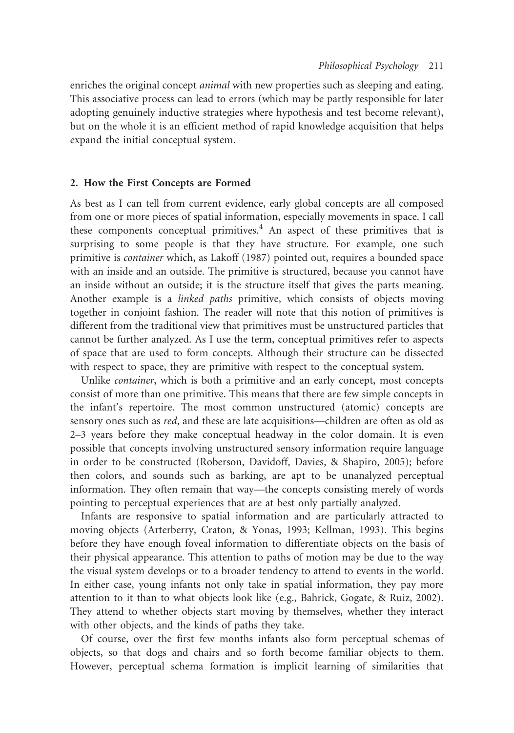enriches the original concept *animal* with new properties such as sleeping and eating. This associative process can lead to errors (which may be partly responsible for later adopting genuinely inductive strategies where hypothesis and test become relevant), but on the whole it is an efficient method of rapid knowledge acquisition that helps expand the initial conceptual system.

## 2. How the First Concepts are Formed

As best as I can tell from current evidence, early global concepts are all composed from one or more pieces of spatial information, especially movements in space. I call these components conceptual primitives.[4] An aspect of these primitives that is surprising to some people is that they have structure. For example, one such primitive is *container* which, as Lakoff (1987) pointed out, requires a bounded space with an inside and an outside. The primitive is structured, because you cannot have an inside without an outside; it is the structure itself that gives the parts meaning. Another example is a *linked paths* primitive, which consists of objects moving together in conjoint fashion. The reader will note that this notion of primitives is different from the traditional view that primitives must be unstructured particles that cannot be further analyzed. As I use the term, conceptual primitives refer to aspects of space that are used to form concepts. Although their structure can be dissected with respect to space, they are primitive with respect to the conceptual system.

Unlike *container*, which is both a primitive and an early concept, most concepts consist of more than one primitive. This means that there are few simple concepts in the infant's repertoire. The most common unstructured (atomic) concepts are sensory ones such as *red*, and these are late acquisitions—children are often as old as 2–3 years before they make conceptual headway in the color domain. It is even possible that concepts involving unstructured sensory information require language in order to be constructed (Roberson, Davidoff, Davies, & Shapiro, 2005); before then colors, and sounds such as barking, are apt to be unanalyzed perceptual information. They often remain that way—the concepts consisting merely of words pointing to perceptual experiences that are at best only partially analyzed.

Infants are responsive to spatial information and are particularly attracted to moving objects (Arterberry, Craton, & Yonas, 1993; Kellman, 1993). This begins before they have enough foveal information to differentiate objects on the basis of their physical appearance. This attention to paths of motion may be due to the way the visual system develops or to a broader tendency to attend to events in the world. In either case, young infants not only take in spatial information, they pay more attention to it than to what objects look like (e.g., Bahrick, Gogate, & Ruiz, 2002). They attend to whether objects start moving by themselves, whether they interact with other objects, and the kinds of paths they take.

Of course, over the first few months infants also form perceptual schemas of objects, so that dogs and chairs and so forth become familiar objects to them. However, perceptual schema formation is implicit learning of similarities that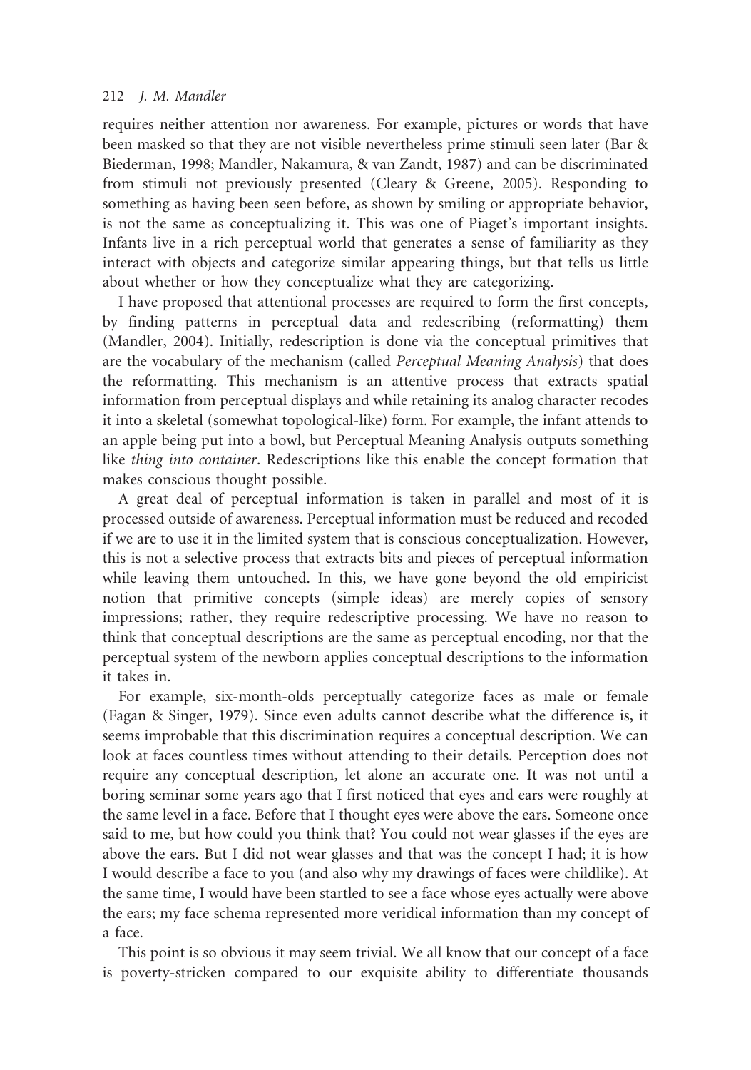requires neither attention nor awareness. For example, pictures or words that have been masked so that they are not visible nevertheless prime stimuli seen later (Bar & Biederman, 1998; Mandler, Nakamura, & van Zandt, 1987) and can be discriminated from stimuli not previously presented (Cleary & Greene, 2005). Responding to something as having been seen before, as shown by smiling or appropriate behavior, is not the same as conceptualizing it. This was one of Piaget's important insights. Infants live in a rich perceptual world that generates a sense of familiarity as they interact with objects and categorize similar appearing things, but that tells us little about whether or how they conceptualize what they are categorizing.

I have proposed that attentional processes are required to form the first concepts, by finding patterns in perceptual data and redescribing (reformatting) them (Mandler, 2004). Initially, redescription is done via the conceptual primitives that are the vocabulary of the mechanism (called *Perceptual Meaning Analysis*) that does the reformatting. This mechanism is an attentive process that extracts spatial information from perceptual displays and while retaining its analog character recodes it into a skeletal (somewhat topological-like) form. For example, the infant attends to an apple being put into a bowl, but Perceptual Meaning Analysis outputs something like *thing into container*. Redescriptions like this enable the concept formation that makes conscious thought possible.

A great deal of perceptual information is taken in parallel and most of it is processed outside of awareness. Perceptual information must be reduced and recoded if we are to use it in the limited system that is conscious conceptualization. However, this is not a selective process that extracts bits and pieces of perceptual information while leaving them untouched. In this, we have gone beyond the old empiricist notion that primitive concepts (simple ideas) are merely copies of sensory impressions; rather, they require redescriptive processing. We have no reason to think that conceptual descriptions are the same as perceptual encoding, nor that the perceptual system of the newborn applies conceptual descriptions to the information it takes in.

For example, six-month-olds perceptually categorize faces as male or female (Fagan & Singer, 1979). Since even adults cannot describe what the difference is, it seems improbable that this discrimination requires a conceptual description. We can look at faces countless times without attending to their details. Perception does not require any conceptual description, let alone an accurate one. It was not until a boring seminar some years ago that I first noticed that eyes and ears were roughly at the same level in a face. Before that I thought eyes were above the ears. Someone once said to me, but how could you think that? You could not wear glasses if the eyes are above the ears. But I did not wear glasses and that was the concept I had; it is how I would describe a face to you (and also why my drawings of faces were childlike). At the same time, I would have been startled to see a face whose eyes actually were above the ears; my face schema represented more veridical information than my concept of a face.

This point is so obvious it may seem trivial. We all know that our concept of a face is poverty-stricken compared to our exquisite ability to differentiate thousands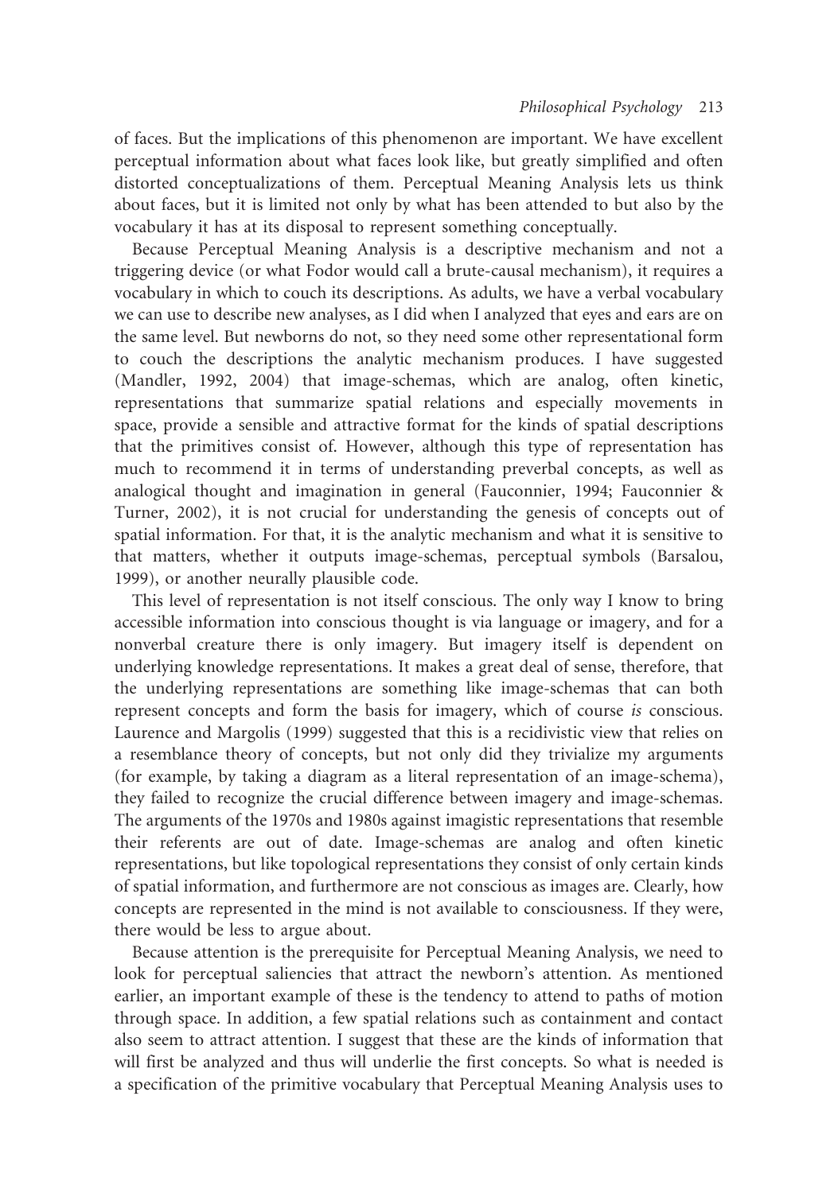of faces. But the implications of this phenomenon are important. We have excellent perceptual information about what faces look like, but greatly simplified and often distorted conceptualizations of them. Perceptual Meaning Analysis lets us think about faces, but it is limited not only by what has been attended to but also by the vocabulary it has at its disposal to represent something conceptually.

Because Perceptual Meaning Analysis is a descriptive mechanism and not a triggering device (or what Fodor would call a brute-causal mechanism), it requires a vocabulary in which to couch its descriptions. As adults, we have a verbal vocabulary we can use to describe new analyses, as I did when I analyzed that eyes and ears are on the same level. But newborns do not, so they need some other representational form to couch the descriptions the analytic mechanism produces. I have suggested (Mandler, 1992, 2004) that image-schemas, which are analog, often kinetic, representations that summarize spatial relations and especially movements in space, provide a sensible and attractive format for the kinds of spatial descriptions that the primitives consist of. However, although this type of representation has much to recommend it in terms of understanding preverbal concepts, as well as analogical thought and imagination in general (Fauconnier, 1994; Fauconnier & Turner, 2002), it is not crucial for understanding the genesis of concepts out of spatial information. For that, it is the analytic mechanism and what it is sensitive to that matters, whether it outputs image-schemas, perceptual symbols (Barsalou, 1999), or another neurally plausible code.

This level of representation is not itself conscious. The only way I know to bring accessible information into conscious thought is via language or imagery, and for a nonverbal creature there is only imagery. But imagery itself is dependent on underlying knowledge representations. It makes a great deal of sense, therefore, that the underlying representations are something like image-schemas that can both represent concepts and form the basis for imagery, which of course *is* conscious. Laurence and Margolis (1999) suggested that this is a recidivistic view that relies on a resemblance theory of concepts, but not only did they trivialize my arguments (for example, by taking a diagram as a literal representation of an image-schema), they failed to recognize the crucial difference between imagery and image-schemas. The arguments of the 1970s and 1980s against imagistic representations that resemble their referents are out of date. Image-schemas are analog and often kinetic representations, but like topological representations they consist of only certain kinds of spatial information, and furthermore are not conscious as images are. Clearly, how concepts are represented in the mind is not available to consciousness. If they were, there would be less to argue about.

Because attention is the prerequisite for Perceptual Meaning Analysis, we need to look for perceptual saliencies that attract the newborn's attention. As mentioned earlier, an important example of these is the tendency to attend to paths of motion through space. In addition, a few spatial relations such as containment and contact also seem to attract attention. I suggest that these are the kinds of information that will first be analyzed and thus will underlie the first concepts. So what is needed is a specification of the primitive vocabulary that Perceptual Meaning Analysis uses to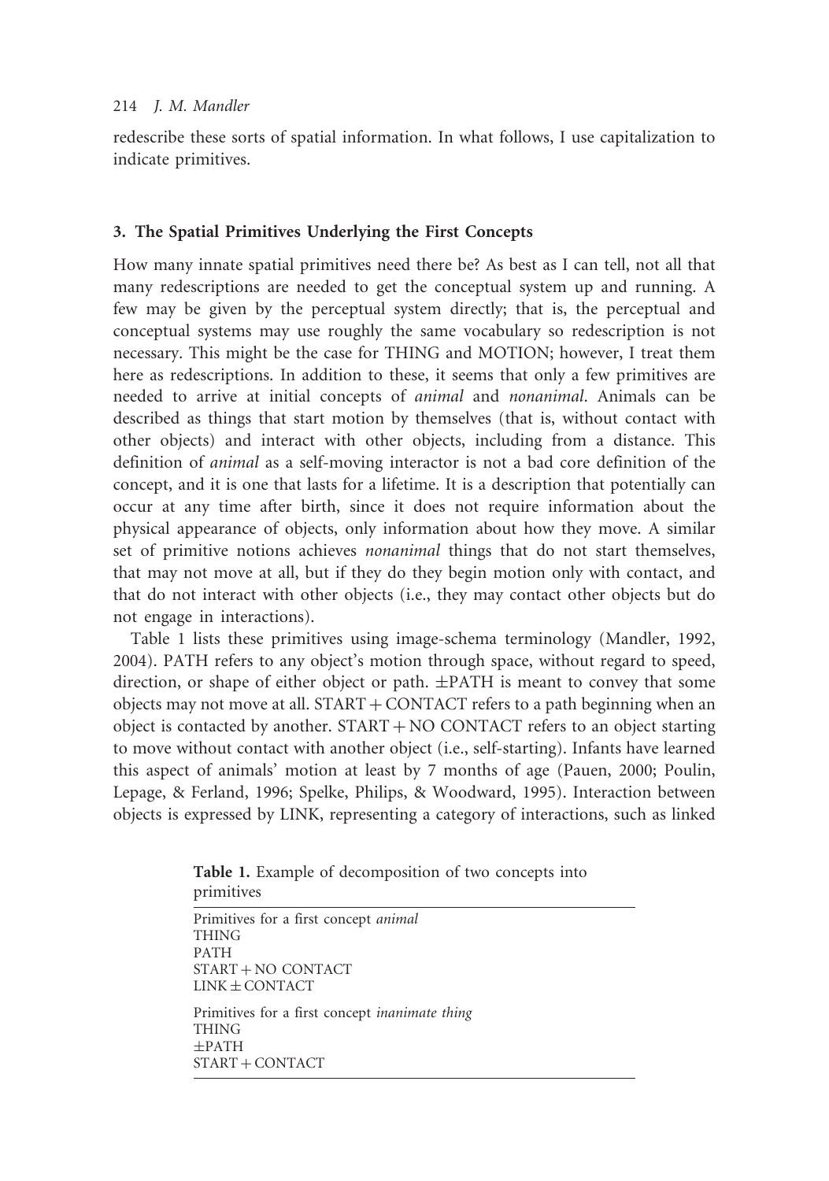redescribe these sorts of spatial information. In what follows, I use capitalization to indicate primitives.

## 3. The Spatial Primitives Underlying the First Concepts

How many innate spatial primitives need there be? As best as I can tell, not all that many redescriptions are needed to get the conceptual system up and running. A few may be given by the perceptual system directly; that is, the perceptual and conceptual systems may use roughly the same vocabulary so redescription is not necessary. This might be the case for THING and MOTION; however, I treat them here as redescriptions. In addition to these, it seems that only a few primitives are needed to arrive at initial concepts of *animal* and *nonanimal*. Animals can be described as things that start motion by themselves (that is, without contact with other objects) and interact with other objects, including from a distance. This definition of *animal* as a self-moving interactor is not a bad core definition of the concept, and it is one that lasts for a lifetime. It is a description that potentially can occur at any time after birth, since it does not require information about the physical appearance of objects, only information about how they move. A similar set of primitive notions achieves *nonanimal* things that do not start themselves, that may not move at all, but if they do they begin motion only with contact, and that do not interact with other objects (i.e., they may contact other objects but do not engage in interactions).

Table 1 lists these primitives using image-schema terminology (Mandler, 1992, 2004). PATH refers to any object's motion through space, without regard to speed, direction, or shape of either object or path. ±PATH is meant to convey that some objects may not move at all. START + CONTACT refers to a path beginning when an object is contacted by another. START + NO CONTACT refers to an object starting to move without contact with another object (i.e., self-starting). Infants have learned this aspect of animals' motion at least by 7 months of age (Pauen, 2000; Poulin, Lepage, & Ferland, 1996; Spelke, Philips, & Woodward, 1995). Interaction between objects is expressed by LINK, representing a category of interactions, such as linked

**Table 1.** Example of decomposition of two concepts into primitives

| |
|---|
| Primitives for a first concept *animal* |
| THING |
| PATH |
| START + NO CONTACT |
| LINK ± CONTACT |
| Primitives for a first concept *inanimate thing* |
| THING |
| ±PATH |
| START + CONTACT |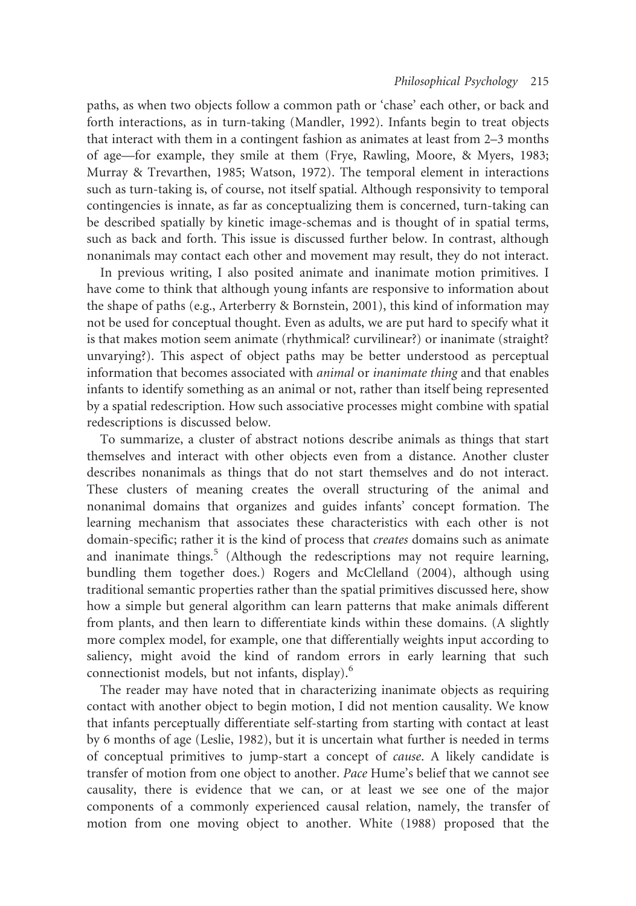paths, as when two objects follow a common path or 'chase' each other, or back and forth interactions, as in turn-taking (Mandler, 1992). Infants begin to treat objects that interact with them in a contingent fashion as animates at least from 2–3 months of age—for example, they smile at them (Frye, Rawling, Moore, & Myers, 1983; Murray & Trevarthen, 1985; Watson, 1972). The temporal element in interactions such as turn-taking is, of course, not itself spatial. Although responsivity to temporal contingencies is innate, as far as conceptualizing them is concerned, turn-taking can be described spatially by kinetic image-schemas and is thought of in spatial terms, such as back and forth. This issue is discussed further below. In contrast, although nonanimals may contact each other and movement may result, they do not interact.

In previous writing, I also posited animate and inanimate motion primitives. I have come to think that although young infants are responsive to information about the shape of paths (e.g., Arterberry & Bornstein, 2001), this kind of information may not be used for conceptual thought. Even as adults, we are put hard to specify what it is that makes motion seem animate (rhythmical? curvilinear?) or inanimate (straight? unvarying?). This aspect of object paths may be better understood as perceptual information that becomes associated with *animal* or *inanimate thing* and that enables infants to identify something as an animal or not, rather than itself being represented by a spatial redescription. How such associative processes might combine with spatial redescriptions is discussed below.

To summarize, a cluster of abstract notions describe animals as things that start themselves and interact with other objects even from a distance. Another cluster describes nonanimals as things that do not start themselves and do not interact. These clusters of meaning creates the overall structuring of the animal and nonanimal domains that organizes and guides infants' concept formation. The learning mechanism that associates these characteristics with each other is not domain-specific; rather it is the kind of process that *creates* domains such as animate and inanimate things.[5] (Although the redescriptions may not require learning, bundling them together does.) Rogers and McClelland (2004), although using traditional semantic properties rather than the spatial primitives discussed here, show how a simple but general algorithm can learn patterns that make animals different from plants, and then learn to differentiate kinds within these domains. (A slightly more complex model, for example, one that differentially weights input according to saliency, might avoid the kind of random errors in early learning that such connectionist models, but not infants, display).[6]

The reader may have noted that in characterizing inanimate objects as requiring contact with another object to begin motion, I did not mention causality. We know that infants perceptually differentiate self-starting from starting with contact at least by 6 months of age (Leslie, 1982), but it is uncertain what further is needed in terms of conceptual primitives to jump-start a concept of *cause*. A likely candidate is transfer of motion from one object to another. *Pace* Hume's belief that we cannot see causality, there is evidence that we can, or at least we see one of the major components of a commonly experienced causal relation, namely, the transfer of motion from one moving object to another. White (1988) proposed that the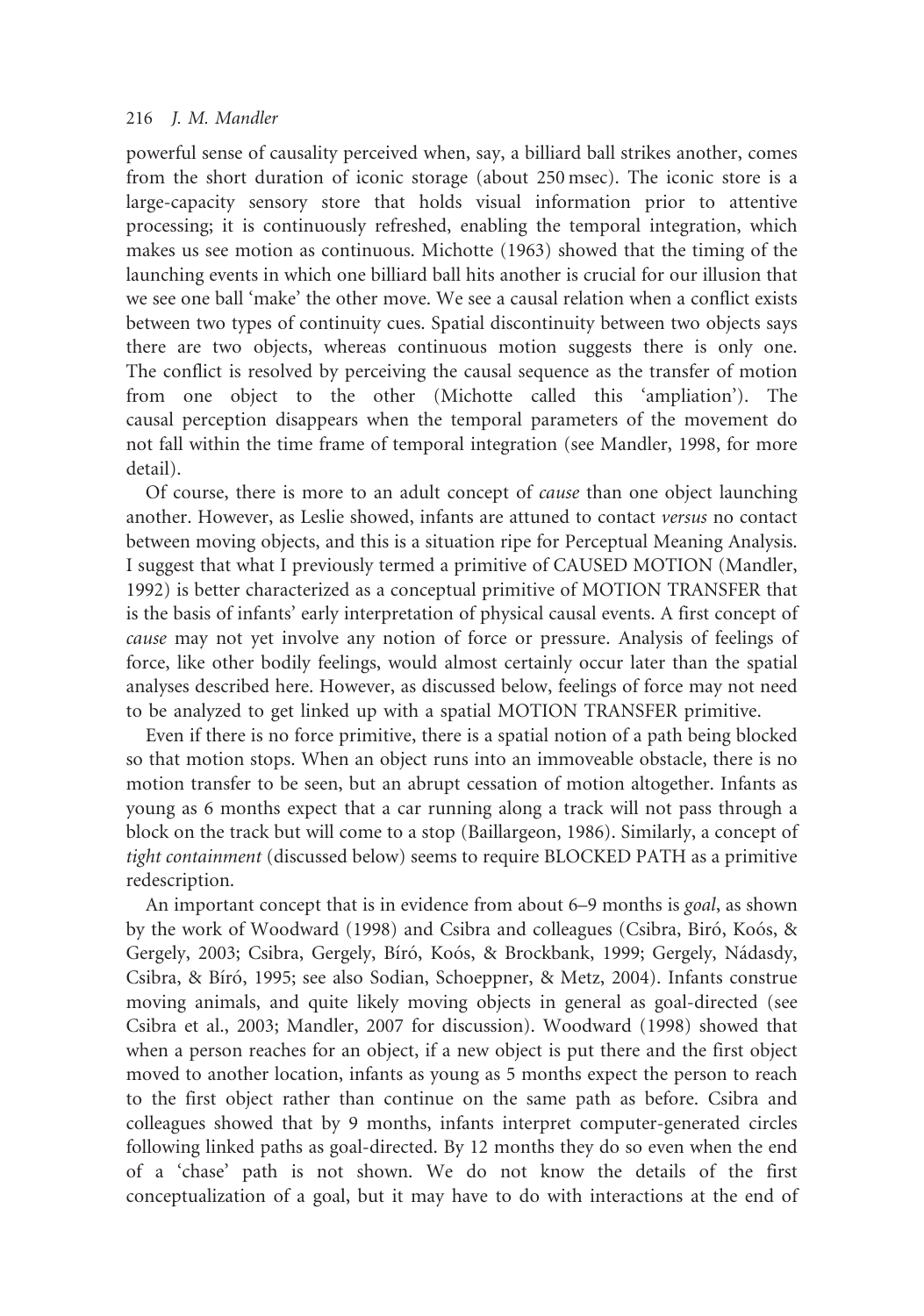powerful sense of causality perceived when, say, a billiard ball strikes another, comes from the short duration of iconic storage (about 250 msec). The iconic store is a large-capacity sensory store that holds visual information prior to attentive processing; it is continuously refreshed, enabling the temporal integration, which makes us see motion as continuous. Michotte (1963) showed that the timing of the launching events in which one billiard ball hits another is crucial for our illusion that we see one ball 'make' the other move. We see a causal relation when a conflict exists between two types of continuity cues. Spatial discontinuity between two objects says there are two objects, whereas continuous motion suggests there is only one. The conflict is resolved by perceiving the causal sequence as the transfer of motion from one object to the other (Michotte called this 'ampliation'). The causal perception disappears when the temporal parameters of the movement do not fall within the time frame of temporal integration (see Mandler, 1998, for more detail).

Of course, there is more to an adult concept of *cause* than one object launching another. However, as Leslie showed, infants are attuned to contact *versus* no contact between moving objects, and this is a situation ripe for Perceptual Meaning Analysis. I suggest that what I previously termed a primitive of CAUSED MOTION (Mandler, 1992) is better characterized as a conceptual primitive of MOTION TRANSFER that is the basis of infants' early interpretation of physical causal events. A first concept of *cause* may not yet involve any notion of force or pressure. Analysis of feelings of force, like other bodily feelings, would almost certainly occur later than the spatial analyses described here. However, as discussed below, feelings of force may not need to be analyzed to get linked up with a spatial MOTION TRANSFER primitive.

Even if there is no force primitive, there is a spatial notion of a path being blocked so that motion stops. When an object runs into an immoveable obstacle, there is no motion transfer to be seen, but an abrupt cessation of motion altogether. Infants as young as 6 months expect that a car running along a track will not pass through a block on the track but will come to a stop (Baillargeon, 1986). Similarly, a concept of *tight containment* (discussed below) seems to require BLOCKED PATH as a primitive redescription.

An important concept that is in evidence from about 6–9 months is *goal*, as shown by the work of Woodward (1998) and Csibra and colleagues (Csibra, Biró, Koós, & Gergely, 2003; Csibra, Gergely, Bíró, Koós, & Brockbank, 1999; Gergely, Nádasdy, Csibra, & Bíró, 1995; see also Sodian, Schoeppner, & Metz, 2004). Infants construe moving animals, and quite likely moving objects in general as goal-directed (see Csibra et al., 2003; Mandler, 2007 for discussion). Woodward (1998) showed that when a person reaches for an object, if a new object is put there and the first object moved to another location, infants as young as 5 months expect the person to reach to the first object rather than continue on the same path as before. Csibra and colleagues showed that by 9 months, infants interpret computer-generated circles following linked paths as goal-directed. By 12 months they do so even when the end of a 'chase' path is not shown. We do not know the details of the first conceptualization of a goal, but it may have to do with interactions at the end of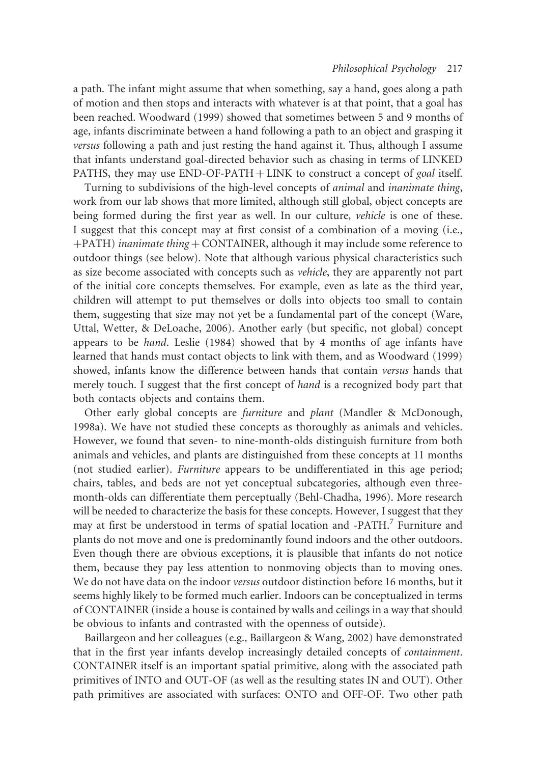a path. The infant might assume that when something, say a hand, goes along a path of motion and then stops and interacts with whatever is at that point, that a goal has been reached. Woodward (1999) showed that sometimes between 5 and 9 months of age, infants discriminate between a hand following a path to an object and grasping it *versus* following a path and just resting the hand against it. Thus, although I assume that infants understand goal-directed behavior such as chasing in terms of LINKED PATHS, they may use END-OF-PATH + LINK to construct a concept of *goal* itself.

Turning to subdivisions of the high-level concepts of *animal* and *inanimate thing*, work from our lab shows that more limited, although still global, object concepts are being formed during the first year as well. In our culture, *vehicle* is one of these. I suggest that this concept may at first consist of a combination of a moving (i.e., +PATH) *inanimate thing* + CONTAINER, although it may include some reference to outdoor things (see below). Note that although various physical characteristics such as size become associated with concepts such as *vehicle*, they are apparently not part of the initial core concepts themselves. For example, even as late as the third year, children will attempt to put themselves or dolls into objects too small to contain them, suggesting that size may not yet be a fundamental part of the concept (Ware, Uttal, Wetter, & DeLoache, 2006). Another early (but specific, not global) concept appears to be *hand*. Leslie (1984) showed that by 4 months of age infants have learned that hands must contact objects to link with them, and as Woodward (1999) showed, infants know the difference between hands that contain *versus* hands that merely touch. I suggest that the first concept of *hand* is a recognized body part that both contacts objects and contains them.

Other early global concepts are *furniture* and *plant* (Mandler & McDonough, 1998a). We have not studied these concepts as thoroughly as animals and vehicles. However, we found that seven- to nine-month-olds distinguish furniture from both animals and vehicles, and plants are distinguished from these concepts at 11 months (not studied earlier). *Furniture* appears to be undifferentiated in this age period; chairs, tables, and beds are not yet conceptual subcategories, although even three-month-olds can differentiate them perceptually (Behl-Chadha, 1996). More research will be needed to characterize the basis for these concepts. However, I suggest that they may at first be understood in terms of spatial location and -PATH.[7] Furniture and plants do not move and one is predominantly found indoors and the other outdoors. Even though there are obvious exceptions, it is plausible that infants do not notice them, because they pay less attention to nonmoving objects than to moving ones. We do not have data on the indoor *versus* outdoor distinction before 16 months, but it seems highly likely to be formed much earlier. Indoors can be conceptualized in terms of CONTAINER (inside a house is contained by walls and ceilings in a way that should be obvious to infants and contrasted with the openness of outside).

Baillargeon and her colleagues (e.g., Baillargeon & Wang, 2002) have demonstrated that in the first year infants develop increasingly detailed concepts of *containment*. CONTAINER itself is an important spatial primitive, along with the associated path primitives of INTO and OUT-OF (as well as the resulting states IN and OUT). Other path primitives are associated with surfaces: ONTO and OFF-OF. Two other path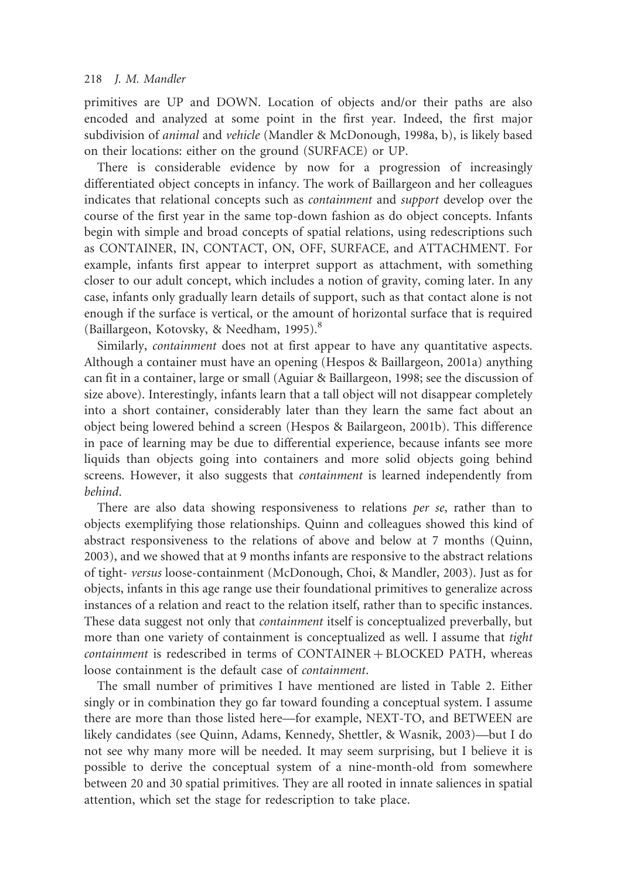primitives are UP and DOWN. Location of objects and/or their paths are also encoded and analyzed at some point in the first year. Indeed, the first major subdivision of *animal* and *vehicle* (Mandler & McDonough, 1998a, b), is likely based on their locations: either on the ground (SURFACE) or UP.

There is considerable evidence by now for a progression of increasingly differentiated object concepts in infancy. The work of Baillargeon and her colleagues indicates that relational concepts such as *containment* and *support* develop over the course of the first year in the same top-down fashion as do object concepts. Infants begin with simple and broad concepts of spatial relations, using redescriptions such as CONTAINER, IN, CONTACT, ON, OFF, SURFACE, and ATTACHMENT. For example, infants first appear to interpret support as attachment, with something closer to our adult concept, which includes a notion of gravity, coming later. In any case, infants only gradually learn details of support, such as that contact alone is not enough if the surface is vertical, or the amount of horizontal surface that is required (Baillargeon, Kotovsky, & Needham, 1995).[8]

Similarly, *containment* does not at first appear to have any quantitative aspects. Although a container must have an opening (Hespos & Baillargeon, 2001a) anything can fit in a container, large or small (Aguiar & Baillargeon, 1998; see the discussion of size above). Interestingly, infants learn that a tall object will not disappear completely into a short container, considerably later than they learn the same fact about an object being lowered behind a screen (Hespos & Bailargeon, 2001b). This difference in pace of learning may be due to differential experience, because infants see more liquids than objects going into containers and more solid objects going behind screens. However, it also suggests that *containment* is learned independently from *behind*.

There are also data showing responsiveness to relations *per se*, rather than to objects exemplifying those relationships. Quinn and colleagues showed this kind of abstract responsiveness to the relations of above and below at 7 months (Quinn, 2003), and we showed that at 9 months infants are responsive to the abstract relations of tight- *versus* loose-containment (McDonough, Choi, & Mandler, 2003). Just as for objects, infants in this age range use their foundational primitives to generalize across instances of a relation and react to the relation itself, rather than to specific instances. These data suggest not only that *containment* itself is conceptualized preverbally, but more than one variety of containment is conceptualized as well. I assume that *tight containment* is redescribed in terms of CONTAINER + BLOCKED PATH, whereas loose containment is the default case of *containment*.

The small number of primitives I have mentioned are listed in Table 2. Either singly or in combination they go far toward founding a conceptual system. I assume there are more than those listed here—for example, NEXT-TO, and BETWEEN are likely candidates (see Quinn, Adams, Kennedy, Shettler, & Wasnik, 2003)—but I do not see why many more will be needed. It may seem surprising, but I believe it is possible to derive the conceptual system of a nine-month-old from somewhere between 20 and 30 spatial primitives. They are all rooted in innate saliences in spatial attention, which set the stage for redescription to take place.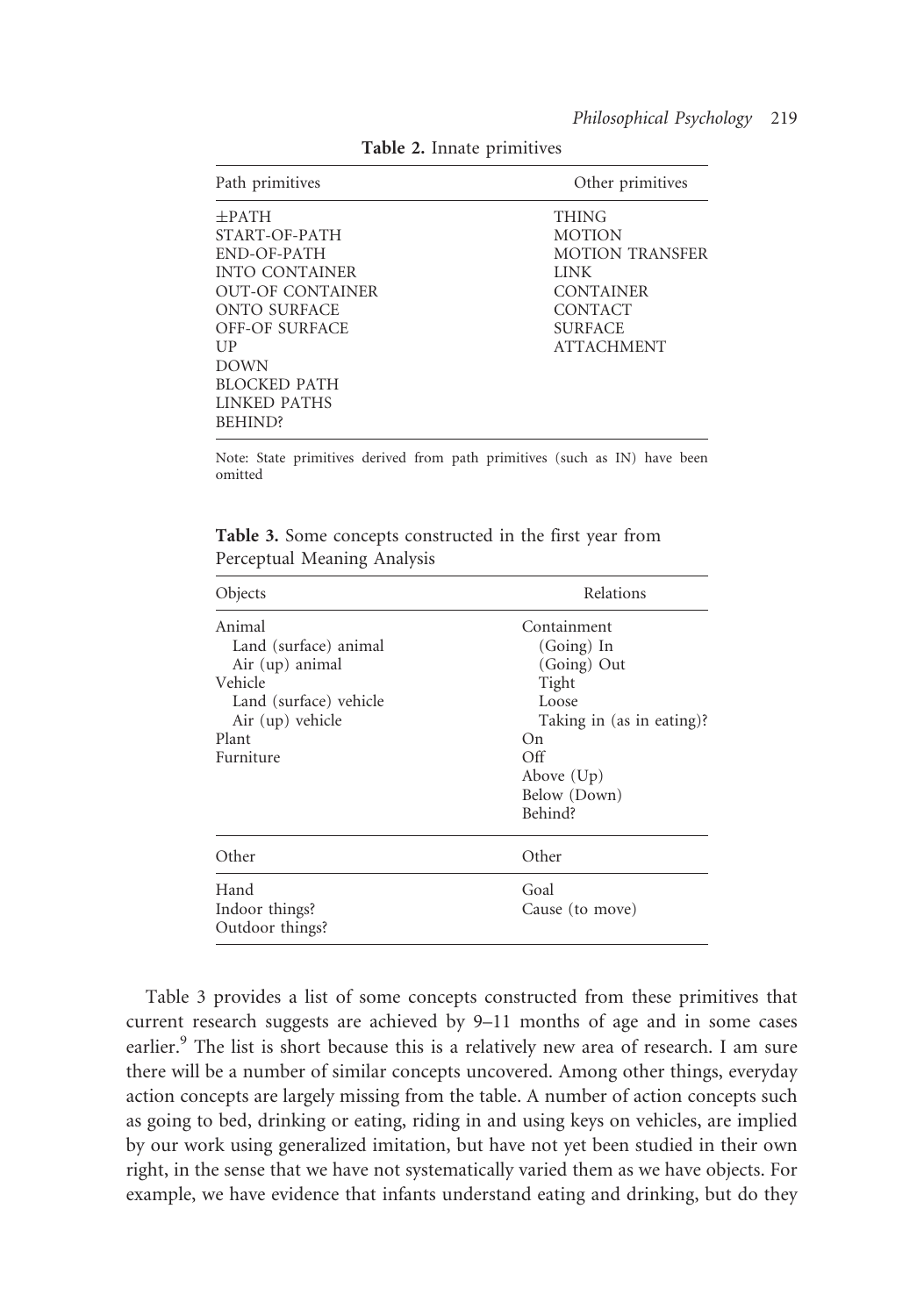**Table 2.** Innate primitives

| Path primitives | Other primitives |
| --- | --- |
| ±PATH | THING |
| START-OF-PATH | MOTION |
| END-OF-PATH | MOTION TRANSFER |
| INTO CONTAINER | LINK |
| OUT-OF CONTAINER | CONTAINER |
| ONTO SURFACE | CONTACT |
| OFF-OF SURFACE | SURFACE |
| UP | ATTACHMENT |
| DOWN | |
| BLOCKED PATH | |
| LINKED PATHS | |
| BEHIND? | |

Note: State primitives derived from path primitives (such as IN) have been omitted

**Table 3.** Some concepts constructed in the first year from Perceptual Meaning Analysis

| Objects | Relations |
| --- | --- |
| Animal | Containment |
| Land (surface) animal | (Going) In |
| Air (up) animal | (Going) Out |
| Vehicle | Tight |
| Land (surface) vehicle | Loose |
| Air (up) vehicle | Taking in (as in eating)? |
| Plant | On |
| Furniture | Off |
| | Above (Up) |
| | Below (Down) |
| | Behind? |
| **Other** | **Other** |
| Hand | Goal |
| Indoor things? | Cause (to move) |
| Outdoor things? | |

Table 3 provides a list of some concepts constructed from these primitives that current research suggests are achieved by 9–11 months of age and in some cases earlier.[9] The list is short because this is a relatively new area of research. I am sure there will be a number of similar concepts uncovered. Among other things, everyday action concepts are largely missing from the table. A number of action concepts such as going to bed, drinking or eating, riding in and using keys on vehicles, are implied by our work using generalized imitation, but have not yet been studied in their own right, in the sense that we have not systematically varied them as we have objects. For example, we have evidence that infants understand eating and drinking, but do they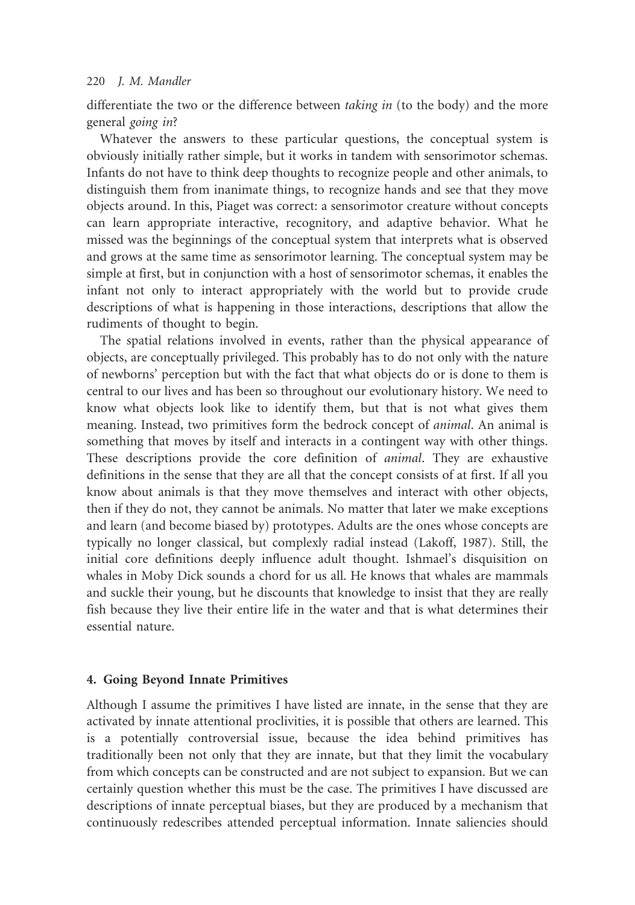differentiate the two or the difference between *taking in* (to the body) and the more general *going in*?

Whatever the answers to these particular questions, the conceptual system is obviously initially rather simple, but it works in tandem with sensorimotor schemas. Infants do not have to think deep thoughts to recognize people and other animals, to distinguish them from inanimate things, to recognize hands and see that they move objects around. In this, Piaget was correct: a sensorimotor creature without concepts can learn appropriate interactive, recognitory, and adaptive behavior. What he missed was the beginnings of the conceptual system that interprets what is observed and grows at the same time as sensorimotor learning. The conceptual system may be simple at first, but in conjunction with a host of sensorimotor schemas, it enables the infant not only to interact appropriately with the world but to provide crude descriptions of what is happening in those interactions, descriptions that allow the rudiments of thought to begin.

The spatial relations involved in events, rather than the physical appearance of objects, are conceptually privileged. This probably has to do not only with the nature of newborns' perception but with the fact that what objects do or is done to them is central to our lives and has been so throughout our evolutionary history. We need to know what objects look like to identify them, but that is not what gives them meaning. Instead, two primitives form the bedrock concept of *animal*. An animal is something that moves by itself and interacts in a contingent way with other things. These descriptions provide the core definition of *animal*. They are exhaustive definitions in the sense that they are all that the concept consists of at first. If all you know about animals is that they move themselves and interact with other objects, then if they do not, they cannot be animals. No matter that later we make exceptions and learn (and become biased by) prototypes. Adults are the ones whose concepts are typically no longer classical, but complexly radial instead (Lakoff, 1987). Still, the initial core definitions deeply influence adult thought. Ishmael's disquisition on whales in Moby Dick sounds a chord for us all. He knows that whales are mammals and suckle their young, but he discounts that knowledge to insist that they are really fish because they live their entire life in the water and that is what determines their essential nature.

## 4. Going Beyond Innate Primitives

Although I assume the primitives I have listed are innate, in the sense that they are activated by innate attentional proclivities, it is possible that others are learned. This is a potentially controversial issue, because the idea behind primitives has traditionally been not only that they are innate, but that they limit the vocabulary from which concepts can be constructed and are not subject to expansion. But we can certainly question whether this must be the case. The primitives I have discussed are descriptions of innate perceptual biases, but they are produced by a mechanism that continuously redescribes attended perceptual information. Innate saliencies should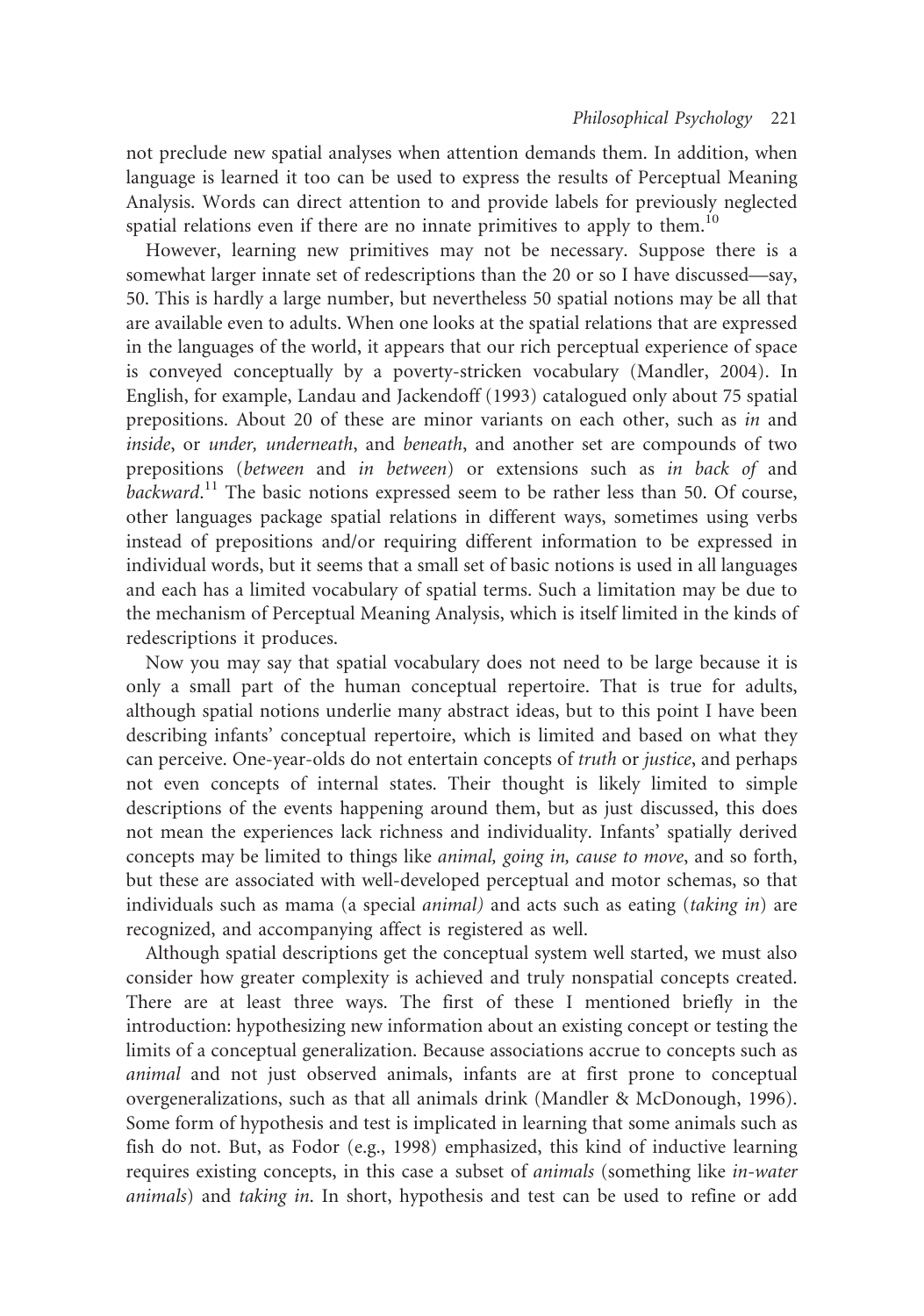not preclude new spatial analyses when attention demands them. In addition, when language is learned it too can be used to express the results of Perceptual Meaning Analysis. Words can direct attention to and provide labels for previously neglected spatial relations even if there are no innate primitives to apply to them.[10]

However, learning new primitives may not be necessary. Suppose there is a somewhat larger innate set of redescriptions than the 20 or so I have discussed—say, 50. This is hardly a large number, but nevertheless 50 spatial notions may be all that are available even to adults. When one looks at the spatial relations that are expressed in the languages of the world, it appears that our rich perceptual experience of space is conveyed conceptually by a poverty-stricken vocabulary (Mandler, 2004). In English, for example, Landau and Jackendoff (1993) catalogued only about 75 spatial prepositions. About 20 of these are minor variants on each other, such as *in* and *inside*, or *under, underneath*, and *beneath*, and another set are compounds of two prepositions (*between* and *in between*) or extensions such as *in back of* and *backward*.[11] The basic notions expressed seem to be rather less than 50. Of course, other languages package spatial relations in different ways, sometimes using verbs instead of prepositions and/or requiring different information to be expressed in individual words, but it seems that a small set of basic notions is used in all languages and each has a limited vocabulary of spatial terms. Such a limitation may be due to the mechanism of Perceptual Meaning Analysis, which is itself limited in the kinds of redescriptions it produces.

Now you may say that spatial vocabulary does not need to be large because it is only a small part of the human conceptual repertoire. That is true for adults, although spatial notions underlie many abstract ideas, but to this point I have been describing infants' conceptual repertoire, which is limited and based on what they can perceive. One-year-olds do not entertain concepts of *truth* or *justice*, and perhaps not even concepts of internal states. Their thought is likely limited to simple descriptions of the events happening around them, but as just discussed, this does not mean the experiences lack richness and individuality. Infants' spatially derived concepts may be limited to things like *animal, going in, cause to move*, and so forth, but these are associated with well-developed perceptual and motor schemas, so that individuals such as mama (a special *animal)* and acts such as eating (*taking in*) are recognized, and accompanying affect is registered as well.

Although spatial descriptions get the conceptual system well started, we must also consider how greater complexity is achieved and truly nonspatial concepts created. There are at least three ways. The first of these I mentioned briefly in the introduction: hypothesizing new information about an existing concept or testing the limits of a conceptual generalization. Because associations accrue to concepts such as *animal* and not just observed animals, infants are at first prone to conceptual overgeneralizations, such as that all animals drink (Mandler & McDonough, 1996). Some form of hypothesis and test is implicated in learning that some animals such as fish do not. But, as Fodor (e.g., 1998) emphasized, this kind of inductive learning requires existing concepts, in this case a subset of *animals* (something like *in-water animals*) and *taking in*. In short, hypothesis and test can be used to refine or add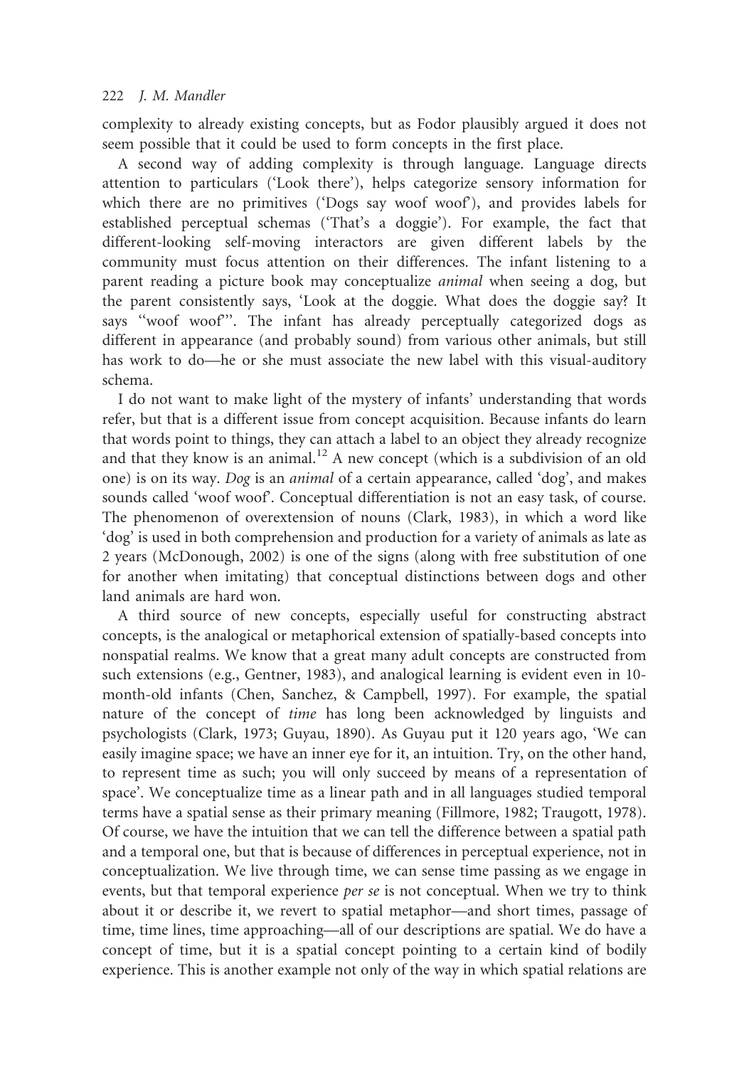complexity to already existing concepts, but as Fodor plausibly argued it does not seem possible that it could be used to form concepts in the first place.

A second way of adding complexity is through language. Language directs attention to particulars ('Look there'), helps categorize sensory information for which there are no primitives ('Dogs say woof woof'), and provides labels for established perceptual schemas ('That's a doggie'). For example, the fact that different-looking self-moving interactors are given different labels by the community must focus attention on their differences. The infant listening to a parent reading a picture book may conceptualize *animal* when seeing a dog, but the parent consistently says, 'Look at the doggie. What does the doggie say? It says "woof woof"'. The infant has already perceptually categorized dogs as different in appearance (and probably sound) from various other animals, but still has work to do—he or she must associate the new label with this visual-auditory schema.

I do not want to make light of the mystery of infants' understanding that words refer, but that is a different issue from concept acquisition. Because infants do learn that words point to things, they can attach a label to an object they already recognize and that they know is an animal.[12] A new concept (which is a subdivision of an old one) is on its way. *Dog* is an *animal* of a certain appearance, called 'dog', and makes sounds called 'woof woof'. Conceptual differentiation is not an easy task, of course. The phenomenon of overextension of nouns (Clark, 1983), in which a word like 'dog' is used in both comprehension and production for a variety of animals as late as 2 years (McDonough, 2002) is one of the signs (along with free substitution of one for another when imitating) that conceptual distinctions between dogs and other land animals are hard won.

A third source of new concepts, especially useful for constructing abstract concepts, is the analogical or metaphorical extension of spatially-based concepts into nonspatial realms. We know that a great many adult concepts are constructed from such extensions (e.g., Gentner, 1983), and analogical learning is evident even in 10-month-old infants (Chen, Sanchez, & Campbell, 1997). For example, the spatial nature of the concept of *time* has long been acknowledged by linguists and psychologists (Clark, 1973; Guyau, 1890). As Guyau put it 120 years ago, 'We can easily imagine space; we have an inner eye for it, an intuition. Try, on the other hand, to represent time as such; you will only succeed by means of a representation of space'. We conceptualize time as a linear path and in all languages studied temporal terms have a spatial sense as their primary meaning (Fillmore, 1982; Traugott, 1978). Of course, we have the intuition that we can tell the difference between a spatial path and a temporal one, but that is because of differences in perceptual experience, not in conceptualization. We live through time, we can sense time passing as we engage in events, but that temporal experience *per se* is not conceptual. When we try to think about it or describe it, we revert to spatial metaphor—and short times, passage of time, time lines, time approaching—all of our descriptions are spatial. We do have a concept of time, but it is a spatial concept pointing to a certain kind of bodily experience. This is another example not only of the way in which spatial relations are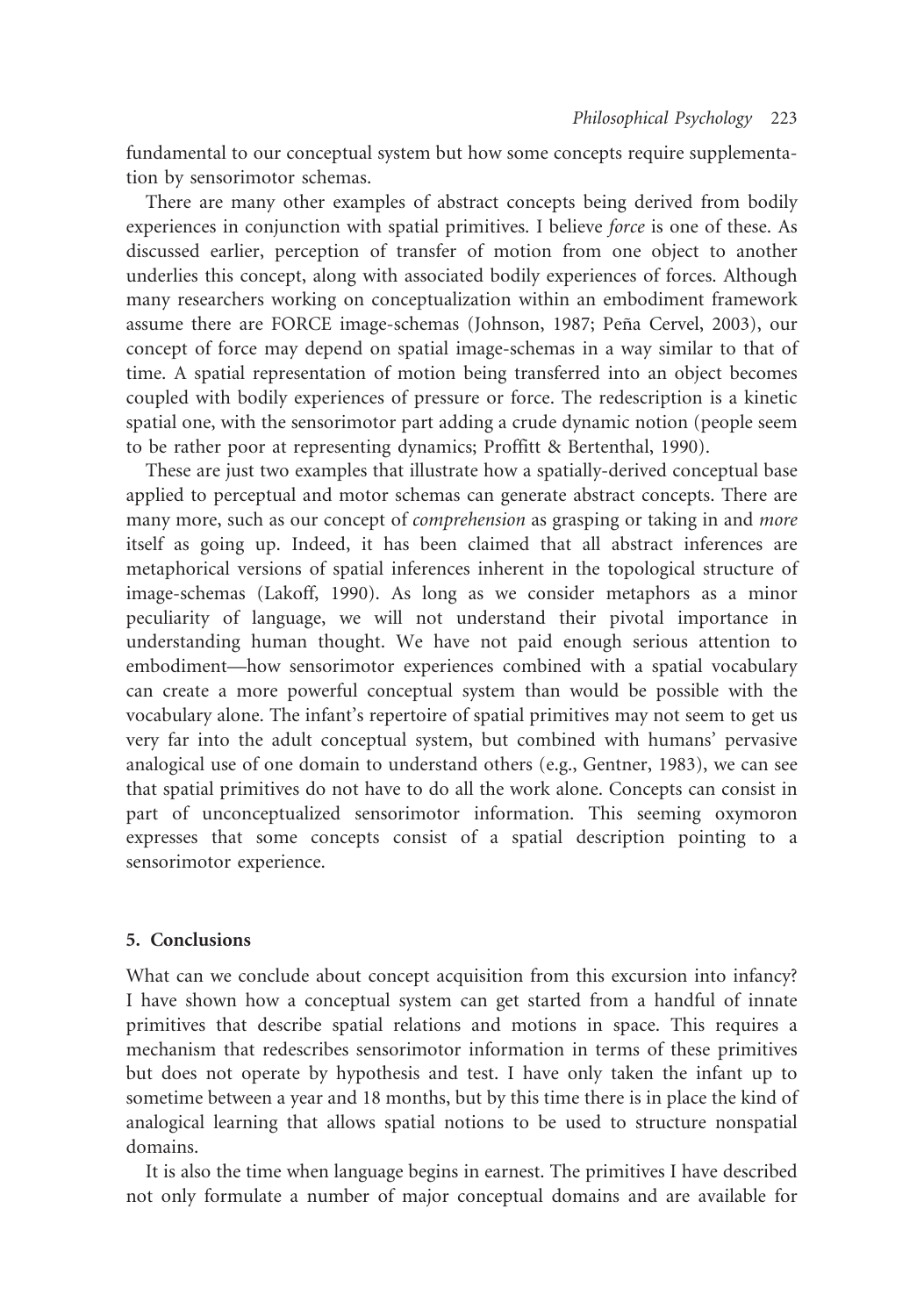fundamental to our conceptual system but how some concepts require supplementation by sensorimotor schemas.

There are many other examples of abstract concepts being derived from bodily experiences in conjunction with spatial primitives. I believe *force* is one of these. As discussed earlier, perception of transfer of motion from one object to another underlies this concept, along with associated bodily experiences of forces. Although many researchers working on conceptualization within an embodiment framework assume there are FORCE image-schemas (Johnson, 1987; Peña Cervel, 2003), our concept of force may depend on spatial image-schemas in a way similar to that of time. A spatial representation of motion being transferred into an object becomes coupled with bodily experiences of pressure or force. The redescription is a kinetic spatial one, with the sensorimotor part adding a crude dynamic notion (people seem to be rather poor at representing dynamics; Proffitt & Bertenthal, 1990).

These are just two examples that illustrate how a spatially-derived conceptual base applied to perceptual and motor schemas can generate abstract concepts. There are many more, such as our concept of *comprehension* as grasping or taking in and *more* itself as going up. Indeed, it has been claimed that all abstract inferences are metaphorical versions of spatial inferences inherent in the topological structure of image-schemas (Lakoff, 1990). As long as we consider metaphors as a minor peculiarity of language, we will not understand their pivotal importance in understanding human thought. We have not paid enough serious attention to embodiment—how sensorimotor experiences combined with a spatial vocabulary can create a more powerful conceptual system than would be possible with the vocabulary alone. The infant's repertoire of spatial primitives may not seem to get us very far into the adult conceptual system, but combined with humans' pervasive analogical use of one domain to understand others (e.g., Gentner, 1983), we can see that spatial primitives do not have to do all the work alone. Concepts can consist in part of unconceptualized sensorimotor information. This seeming oxymoron expresses that some concepts consist of a spatial description pointing to a sensorimotor experience.

## 5. Conclusions

What can we conclude about concept acquisition from this excursion into infancy? I have shown how a conceptual system can get started from a handful of innate primitives that describe spatial relations and motions in space. This requires a mechanism that redescribes sensorimotor information in terms of these primitives but does not operate by hypothesis and test. I have only taken the infant up to sometime between a year and 18 months, but by this time there is in place the kind of analogical learning that allows spatial notions to be used to structure nonspatial domains.

It is also the time when language begins in earnest. The primitives I have described not only formulate a number of major conceptual domains and are available for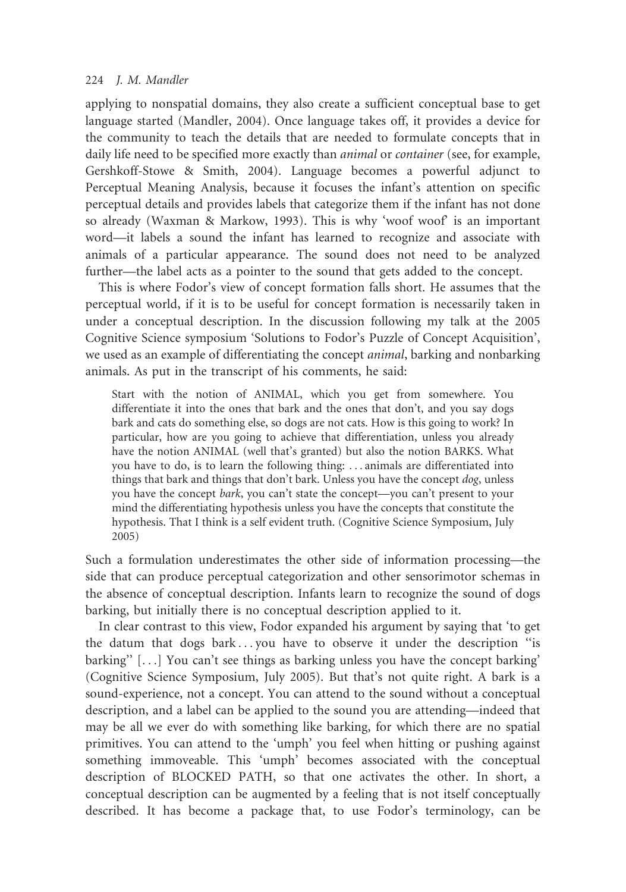applying to nonspatial domains, they also create a sufficient conceptual base to get language started (Mandler, 2004). Once language takes off, it provides a device for the community to teach the details that are needed to formulate concepts that in daily life need to be specified more exactly than *animal* or *container* (see, for example, Gershkoff-Stowe & Smith, 2004). Language becomes a powerful adjunct to Perceptual Meaning Analysis, because it focuses the infant's attention on specific perceptual details and provides labels that categorize them if the infant has not done so already (Waxman & Markow, 1993). This is why 'woof woof' is an important word—it labels a sound the infant has learned to recognize and associate with animals of a particular appearance. The sound does not need to be analyzed further—the label acts as a pointer to the sound that gets added to the concept.

This is where Fodor's view of concept formation falls short. He assumes that the perceptual world, if it is to be useful for concept formation is necessarily taken in under a conceptual description. In the discussion following my talk at the 2005 Cognitive Science symposium 'Solutions to Fodor's Puzzle of Concept Acquisition', we used as an example of differentiating the concept *animal*, barking and nonbarking animals. As put in the transcript of his comments, he said:

> Start with the notion of ANIMAL, which you get from somewhere. You differentiate it into the ones that bark and the ones that don't, and you say dogs bark and cats do something else, so dogs are not cats. How is this going to work? In particular, how are you going to achieve that differentiation, unless you already have the notion ANIMAL (well that's granted) but also the notion BARKS. What you have to do, is to learn the following thing: ... animals are differentiated into things that bark and things that don't bark. Unless you have the concept *dog*, unless you have the concept *bark*, you can't state the concept—you can't present to your mind the differentiating hypothesis unless you have the concepts that constitute the hypothesis. That I think is a self evident truth. (Cognitive Science Symposium, July 2005)

Such a formulation underestimates the other side of information processing—the side that can produce perceptual categorization and other sensorimotor schemas in the absence of conceptual description. Infants learn to recognize the sound of dogs barking, but initially there is no conceptual description applied to it.

In clear contrast to this view, Fodor expanded his argument by saying that 'to get the datum that dogs bark ... you have to observe it under the description "is barking" [...] You can't see things as barking unless you have the concept barking' (Cognitive Science Symposium, July 2005). But that's not quite right. A bark is a sound-experience, not a concept. You can attend to the sound without a conceptual description, and a label can be applied to the sound you are attending—indeed that may be all we ever do with something like barking, for which there are no spatial primitives. You can attend to the 'umph' you feel when hitting or pushing against something immoveable. This 'umph' becomes associated with the conceptual description of BLOCKED PATH, so that one activates the other. In short, a conceptual description can be augmented by a feeling that is not itself conceptually described. It has become a package that, to use Fodor's terminology, can be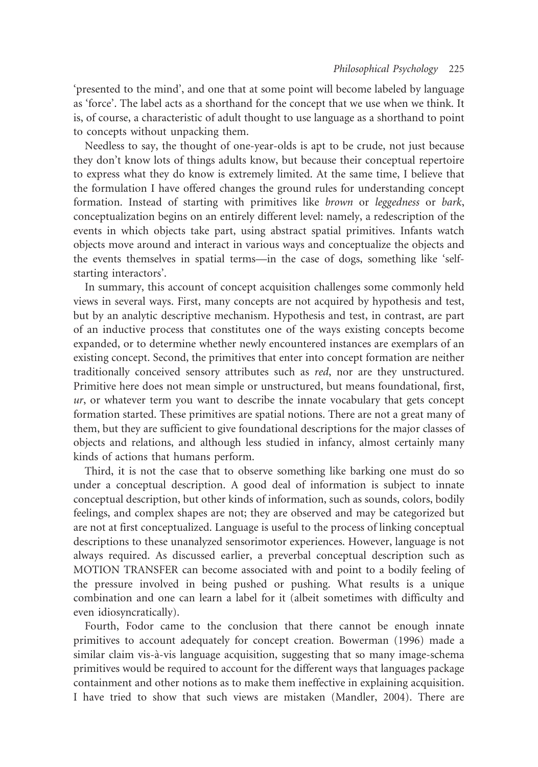'presented to the mind', and one that at some point will become labeled by language as 'force'. The label acts as a shorthand for the concept that we use when we think. It is, of course, a characteristic of adult thought to use language as a shorthand to point to concepts without unpacking them.

Needless to say, the thought of one-year-olds is apt to be crude, not just because they don't know lots of things adults know, but because their conceptual repertoire to express what they do know is extremely limited. At the same time, I believe that the formulation I have offered changes the ground rules for understanding concept formation. Instead of starting with primitives like *brown* or *leggedness* or *bark*, conceptualization begins on an entirely different level: namely, a redescription of the events in which objects take part, using abstract spatial primitives. Infants watch objects move around and interact in various ways and conceptualize the objects and the events themselves in spatial terms—in the case of dogs, something like 'self-starting interactors'.

In summary, this account of concept acquisition challenges some commonly held views in several ways. First, many concepts are not acquired by hypothesis and test, but by an analytic descriptive mechanism. Hypothesis and test, in contrast, are part of an inductive process that constitutes one of the ways existing concepts become expanded, or to determine whether newly encountered instances are exemplars of an existing concept. Second, the primitives that enter into concept formation are neither traditionally conceived sensory attributes such as *red*, nor are they unstructured. Primitive here does not mean simple or unstructured, but means foundational, first, *ur*, or whatever term you want to describe the innate vocabulary that gets concept formation started. These primitives are spatial notions. There are not a great many of them, but they are sufficient to give foundational descriptions for the major classes of objects and relations, and although less studied in infancy, almost certainly many kinds of actions that humans perform.

Third, it is not the case that to observe something like barking one must do so under a conceptual description. A good deal of information is subject to innate conceptual description, but other kinds of information, such as sounds, colors, bodily feelings, and complex shapes are not; they are observed and may be categorized but are not at first conceptualized. Language is useful to the process of linking conceptual descriptions to these unanalyzed sensorimotor experiences. However, language is not always required. As discussed earlier, a preverbal conceptual description such as MOTION TRANSFER can become associated with and point to a bodily feeling of the pressure involved in being pushed or pushing. What results is a unique combination and one can learn a label for it (albeit sometimes with difficulty and even idiosyncratically).

Fourth, Fodor came to the conclusion that there cannot be enough innate primitives to account adequately for concept creation. Bowerman (1996) made a similar claim vis-à-vis language acquisition, suggesting that so many image-schema primitives would be required to account for the different ways that languages package containment and other notions as to make them ineffective in explaining acquisition. I have tried to show that such views are mistaken (Mandler, 2004). There are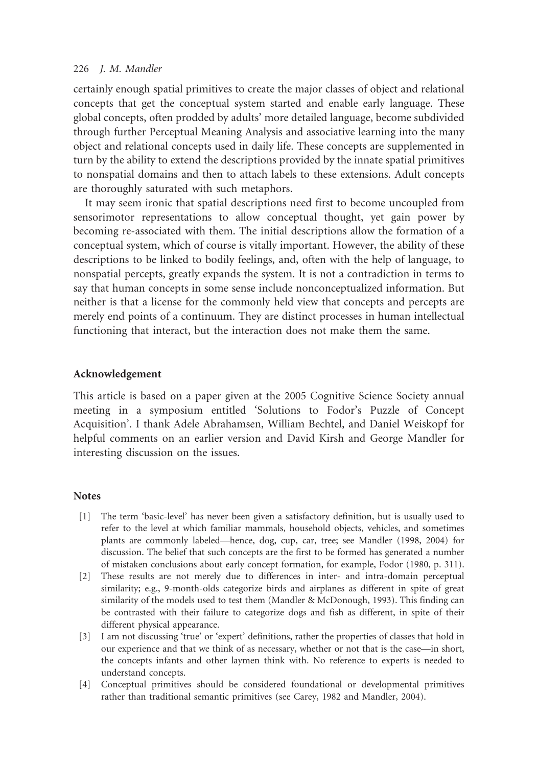certainly enough spatial primitives to create the major classes of object and relational concepts that get the conceptual system started and enable early language. These global concepts, often prodded by adults' more detailed language, become subdivided through further Perceptual Meaning Analysis and associative learning into the many object and relational concepts used in daily life. These concepts are supplemented in turn by the ability to extend the descriptions provided by the innate spatial primitives to nonspatial domains and then to attach labels to these extensions. Adult concepts are thoroughly saturated with such metaphors.

It may seem ironic that spatial descriptions need first to become uncoupled from sensorimotor representations to allow conceptual thought, yet gain power by becoming re-associated with them. The initial descriptions allow the formation of a conceptual system, which of course is vitally important. However, the ability of these descriptions to be linked to bodily feelings, and, often with the help of language, to nonspatial percepts, greatly expands the system. It is not a contradiction in terms to say that human concepts in some sense include nonconceptualized information. But neither is that a license for the commonly held view that concepts and percepts are merely end points of a continuum. They are distinct processes in human intellectual functioning that interact, but the interaction does not make them the same.

## Acknowledgement

This article is based on a paper given at the 2005 Cognitive Science Society annual meeting in a symposium entitled 'Solutions to Fodor's Puzzle of Concept Acquisition'. I thank Adele Abrahamsen, William Bechtel, and Daniel Weiskopf for helpful comments on an earlier version and David Kirsh and George Mandler for interesting discussion on the issues.

## Notes

[1] The term 'basic-level' has never been given a satisfactory definition, but is usually used to refer to the level at which familiar mammals, household objects, vehicles, and sometimes plants are commonly labeled—hence, dog, cup, car, tree; see Mandler (1998, 2004) for discussion. The belief that such concepts are the first to be formed has generated a number of mistaken conclusions about early concept formation, for example, Fodor (1980, p. 311).

[2] These results are not merely due to differences in inter- and intra-domain perceptual similarity; e.g., 9-month-olds categorize birds and airplanes as different in spite of great similarity of the models used to test them (Mandler & McDonough, 1993). This finding can be contrasted with their failure to categorize dogs and fish as different, in spite of their different physical appearance.

[3] I am not discussing 'true' or 'expert' definitions, rather the properties of classes that hold in our experience and that we think of as necessary, whether or not that is the case—in short, the concepts infants and other laymen think with. No reference to experts is needed to understand concepts.

[4] Conceptual primitives should be considered foundational or developmental primitives rather than traditional semantic primitives (see Carey, 1982 and Mandler, 2004).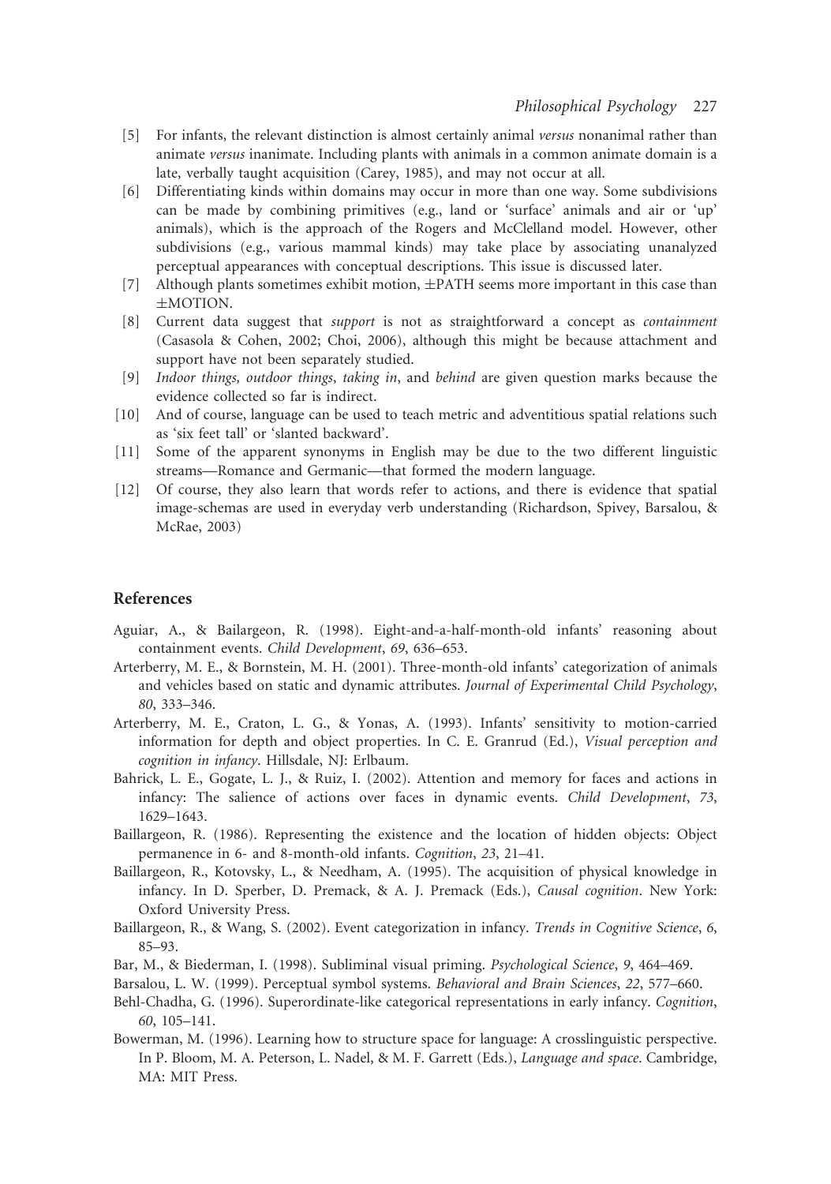[5] For infants, the relevant distinction is almost certainly animal *versus* nonanimal rather than animate *versus* inanimate. Including plants with animals in a common animate domain is a late, verbally taught acquisition (Carey, 1985), and may not occur at all.

[6] Differentiating kinds within domains may occur in more than one way. Some subdivisions can be made by combining primitives (e.g., land or 'surface' animals and air or 'up' animals), which is the approach of the Rogers and McClelland model. However, other subdivisions (e.g., various mammal kinds) may take place by associating unanalyzed perceptual appearances with conceptual descriptions. This issue is discussed later.

[7] Although plants sometimes exhibit motion, ±PATH seems more important in this case than ±MOTION.

[8] Current data suggest that *support* is not as straightforward a concept as *containment* (Casasola & Cohen, 2002; Choi, 2006), although this might be because attachment and support have not been separately studied.

[9] *Indoor things, outdoor things*, *taking in*, and *behind* are given question marks because the evidence collected so far is indirect.

[10] And of course, language can be used to teach metric and adventitious spatial relations such as 'six feet tall' or 'slanted backward'.

[11] Some of the apparent synonyms in English may be due to the two different linguistic streams—Romance and Germanic—that formed the modern language.

[12] Of course, they also learn that words refer to actions, and there is evidence that spatial image-schemas are used in everyday verb understanding (Richardson, Spivey, Barsalou, & McRae, 2003)

## References

Aguiar, A., & Bailargeon, R. (1998). Eight-and-a-half-month-old infants' reasoning about containment events. *Child Development*, *69*, 636–653.

Arterberry, M. E., & Bornstein, M. H. (2001). Three-month-old infants' categorization of animals and vehicles based on static and dynamic attributes. *Journal of Experimental Child Psychology*, *80*, 333–346.

Arterberry, M. E., Craton, L. G., & Yonas, A. (1993). Infants' sensitivity to motion-carried information for depth and object properties. In C. E. Granrud (Ed.), *Visual perception and cognition in infancy*. Hillsdale, NJ: Erlbaum.

Bahrick, L. E., Gogate, L. J., & Ruiz, I. (2002). Attention and memory for faces and actions in infancy: The salience of actions over faces in dynamic events. *Child Development*, *73*, 1629–1643.

Baillargeon, R. (1986). Representing the existence and the location of hidden objects: Object permanence in 6- and 8-month-old infants. *Cognition*, *23*, 21–41.

Baillargeon, R., Kotovsky, L., & Needham, A. (1995). The acquisition of physical knowledge in infancy. In D. Sperber, D. Premack, & A. J. Premack (Eds.), *Causal cognition*. New York: Oxford University Press.

Baillargeon, R., & Wang, S. (2002). Event categorization in infancy. *Trends in Cognitive Science*, *6*, 85–93.

Bar, M., & Biederman, I. (1998). Subliminal visual priming. *Psychological Science*, *9*, 464–469.

Barsalou, L. W. (1999). Perceptual symbol systems. *Behavioral and Brain Sciences*, *22*, 577–660.

Behl-Chadha, G. (1996). Superordinate-like categorical representations in early infancy. *Cognition*, *60*, 105–141.

Bowerman, M. (1996). Learning how to structure space for language: A crosslinguistic perspective. In P. Bloom, M. A. Peterson, L. Nadel, & M. F. Garrett (Eds.), *Language and space*. Cambridge, MA: MIT Press.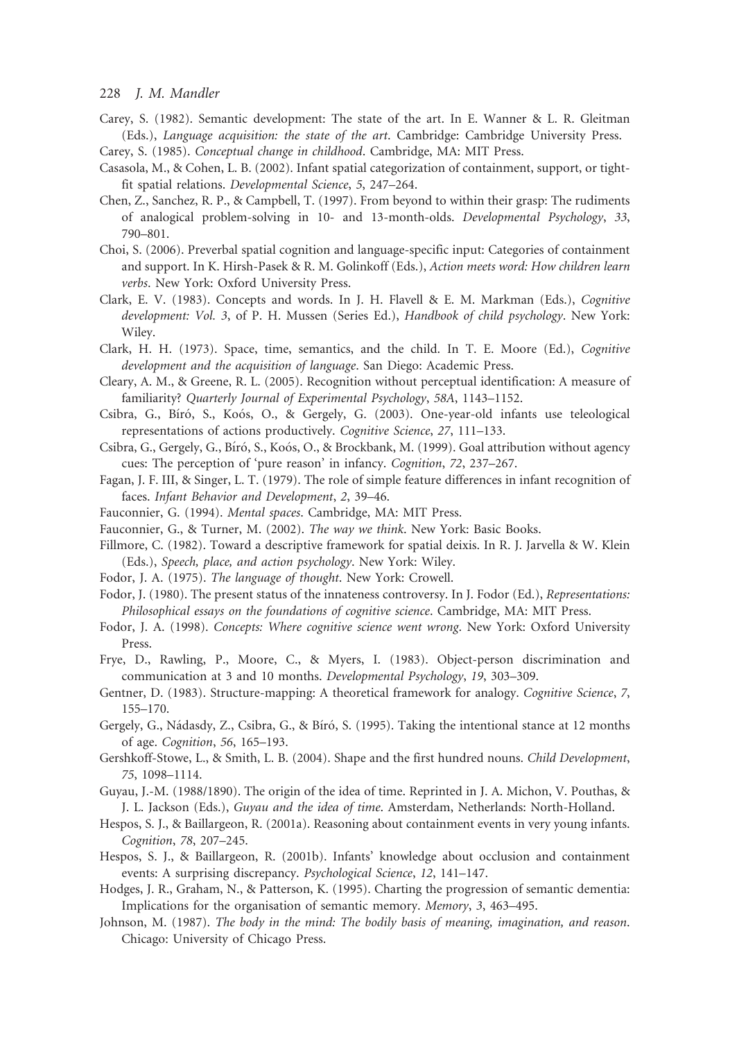Carey, S. (1982). Semantic development: The state of the art. In E. Wanner & L. R. Gleitman (Eds.), *Language acquisition: the state of the art*. Cambridge: Cambridge University Press.

Carey, S. (1985). *Conceptual change in childhood*. Cambridge, MA: MIT Press.

Casasola, M., & Cohen, L. B. (2002). Infant spatial categorization of containment, support, or tight-fit spatial relations. *Developmental Science*, *5*, 247–264.

Chen, Z., Sanchez, R. P., & Campbell, T. (1997). From beyond to within their grasp: The rudiments of analogical problem-solving in 10- and 13-month-olds. *Developmental Psychology*, *33*, 790–801.

Choi, S. (2006). Preverbal spatial cognition and language-specific input: Categories of containment and support. In K. Hirsh-Pasek & R. M. Golinkoff (Eds.), *Action meets word: How children learn verbs*. New York: Oxford University Press.

Clark, E. V. (1983). Concepts and words. In J. H. Flavell & E. M. Markman (Eds.), *Cognitive development: Vol. 3*, of P. H. Mussen (Series Ed.), *Handbook of child psychology*. New York: Wiley.

Clark, H. H. (1973). Space, time, semantics, and the child. In T. E. Moore (Ed.), *Cognitive development and the acquisition of language*. San Diego: Academic Press.

Cleary, A. M., & Greene, R. L. (2005). Recognition without perceptual identification: A measure of familiarity? *Quarterly Journal of Experimental Psychology*, *58A*, 1143–1152.

Csibra, G., Bíró, S., Koós, O., & Gergely, G. (2003). One-year-old infants use teleological representations of actions productively. *Cognitive Science*, *27*, 111–133.

Csibra, G., Gergely, G., Bíró, S., Koós, O., & Brockbank, M. (1999). Goal attribution without agency cues: The perception of 'pure reason' in infancy. *Cognition*, *72*, 237–267.

Fagan, J. F. III, & Singer, L. T. (1979). The role of simple feature differences in infant recognition of faces. *Infant Behavior and Development*, *2*, 39–46.

Fauconnier, G. (1994). *Mental spaces*. Cambridge, MA: MIT Press.

Fauconnier, G., & Turner, M. (2002). *The way we think*. New York: Basic Books.

Fillmore, C. (1982). Toward a descriptive framework for spatial deixis. In R. J. Jarvella & W. Klein (Eds.), *Speech, place, and action psychology*. New York: Wiley.

Fodor, J. A. (1975). *The language of thought*. New York: Crowell.

Fodor, J. (1980). The present status of the innateness controversy. In J. Fodor (Ed.), *Representations: Philosophical essays on the foundations of cognitive science*. Cambridge, MA: MIT Press.

Fodor, J. A. (1998). *Concepts: Where cognitive science went wrong*. New York: Oxford University Press.

Frye, D., Rawling, P., Moore, C., & Myers, I. (1983). Object-person discrimination and communication at 3 and 10 months. *Developmental Psychology*, *19*, 303–309.

Gentner, D. (1983). Structure-mapping: A theoretical framework for analogy. *Cognitive Science*, *7*, 155–170.

Gergely, G., Nádasdy, Z., Csibra, G., & Bíró, S. (1995). Taking the intentional stance at 12 months of age. *Cognition*, *56*, 165–193.

Gershkoff-Stowe, L., & Smith, L. B. (2004). Shape and the first hundred nouns. *Child Development*, *75*, 1098–1114.

Guyau, J.-M. (1988/1890). The origin of the idea of time. Reprinted in J. A. Michon, V. Pouthas, & J. L. Jackson (Eds.), *Guyau and the idea of time*. Amsterdam, Netherlands: North-Holland.

Hespos, S. J., & Baillargeon, R. (2001a). Reasoning about containment events in very young infants. *Cognition*, *78*, 207–245.

Hespos, S. J., & Baillargeon, R. (2001b). Infants' knowledge about occlusion and containment events: A surprising discrepancy. *Psychological Science*, *12*, 141–147.

Hodges, J. R., Graham, N., & Patterson, K. (1995). Charting the progression of semantic dementia: Implications for the organisation of semantic memory. *Memory*, *3*, 463–495.

Johnson, M. (1987). *The body in the mind: The bodily basis of meaning, imagination, and reason*. Chicago: University of Chicago Press.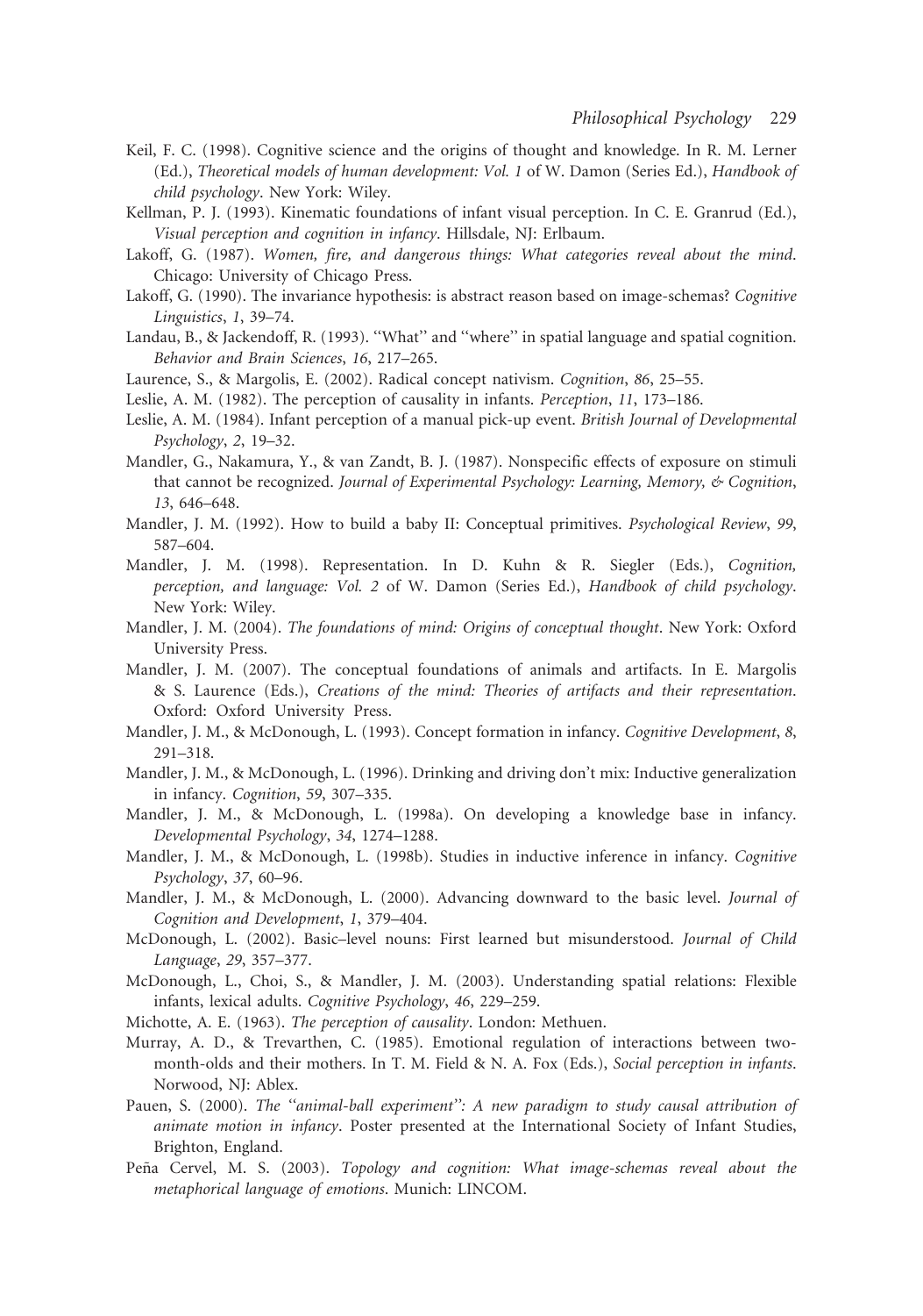Keil, F. C. (1998). Cognitive science and the origins of thought and knowledge. In R. M. Lerner (Ed.), *Theoretical models of human development: Vol. 1* of W. Damon (Series Ed.), *Handbook of child psychology*. New York: Wiley.

Kellman, P. J. (1993). Kinematic foundations of infant visual perception. In C. E. Granrud (Ed.), *Visual perception and cognition in infancy*. Hillsdale, NJ: Erlbaum.

Lakoff, G. (1987). *Women, fire, and dangerous things: What categories reveal about the mind*. Chicago: University of Chicago Press.

Lakoff, G. (1990). The invariance hypothesis: is abstract reason based on image-schemas? *Cognitive Linguistics*, *1*, 39–74.

Landau, B., & Jackendoff, R. (1993). ''What'' and ''where'' in spatial language and spatial cognition. *Behavior and Brain Sciences*, *16*, 217–265.

Laurence, S., & Margolis, E. (2002). Radical concept nativism. *Cognition*, *86*, 25–55.

Leslie, A. M. (1982). The perception of causality in infants. *Perception*, *11*, 173–186.

Leslie, A. M. (1984). Infant perception of a manual pick-up event. *British Journal of Developmental Psychology*, *2*, 19–32.

Mandler, G., Nakamura, Y., & van Zandt, B. J. (1987). Nonspecific effects of exposure on stimuli that cannot be recognized. *Journal of Experimental Psychology: Learning, Memory, & Cognition*, *13*, 646–648.

Mandler, J. M. (1992). How to build a baby II: Conceptual primitives. *Psychological Review*, *99*, 587–604.

Mandler, J. M. (1998). Representation. In D. Kuhn & R. Siegler (Eds.), *Cognition, perception, and language: Vol. 2* of W. Damon (Series Ed.), *Handbook of child psychology*. New York: Wiley.

Mandler, J. M. (2004). *The foundations of mind: Origins of conceptual thought*. New York: Oxford University Press.

Mandler, J. M. (2007). The conceptual foundations of animals and artifacts. In E. Margolis & S. Laurence (Eds.), *Creations of the mind: Theories of artifacts and their representation*. Oxford: Oxford University Press.

Mandler, J. M., & McDonough, L. (1993). Concept formation in infancy. *Cognitive Development*, *8*, 291–318.

Mandler, J. M., & McDonough, L. (1996). Drinking and driving don't mix: Inductive generalization in infancy. *Cognition*, *59*, 307–335.

Mandler, J. M., & McDonough, L. (1998a). On developing a knowledge base in infancy. *Developmental Psychology*, *34*, 1274–1288.

Mandler, J. M., & McDonough, L. (1998b). Studies in inductive inference in infancy. *Cognitive Psychology*, *37*, 60–96.

Mandler, J. M., & McDonough, L. (2000). Advancing downward to the basic level. *Journal of Cognition and Development*, *1*, 379–404.

McDonough, L. (2002). Basic–level nouns: First learned but misunderstood. *Journal of Child Language*, *29*, 357–377.

McDonough, L., Choi, S., & Mandler, J. M. (2003). Understanding spatial relations: Flexible infants, lexical adults. *Cognitive Psychology*, *46*, 229–259.

Michotte, A. E. (1963). *The perception of causality*. London: Methuen.

Murray, A. D., & Trevarthen, C. (1985). Emotional regulation of interactions between two-month-olds and their mothers. In T. M. Field & N. A. Fox (Eds.), *Social perception in infants*. Norwood, NJ: Ablex.

Pauen, S. (2000). *The ''animal-ball experiment'': A new paradigm to study causal attribution of animate motion in infancy*. Poster presented at the International Society of Infant Studies, Brighton, England.

Peña Cervel, M. S. (2003). *Topology and cognition: What image-schemas reveal about the metaphorical language of emotions*. Munich: LINCOM.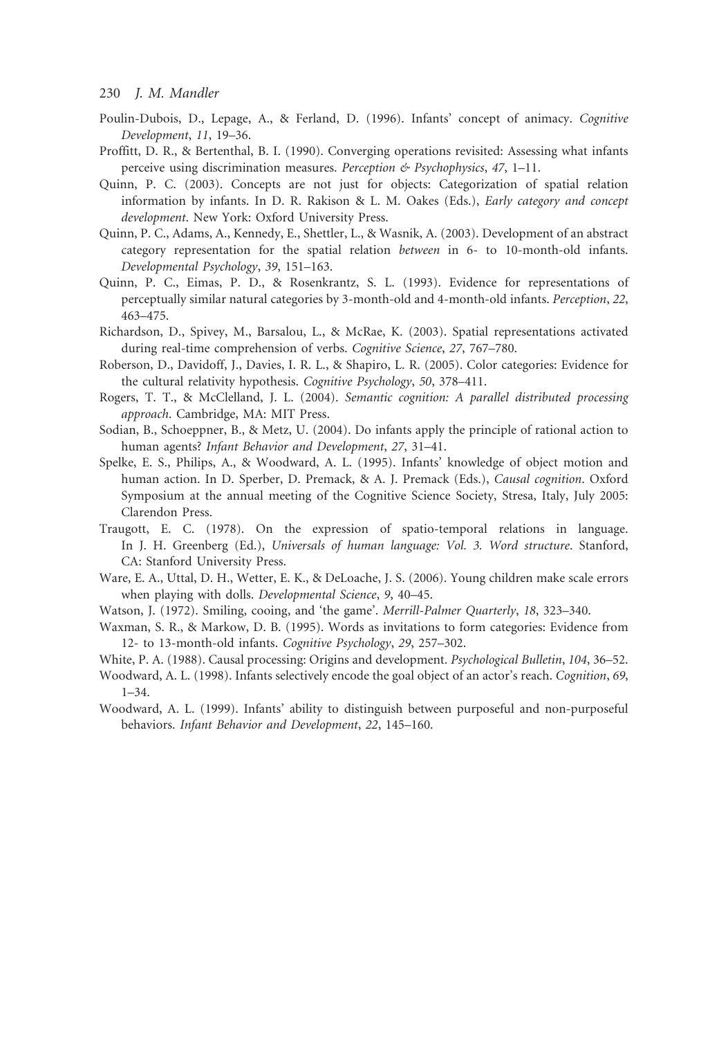Poulin-Dubois, D., Lepage, A., & Ferland, D. (1996). Infants' concept of animacy. *Cognitive Development*, *11*, 19–36.

Proffitt, D. R., & Bertenthal, B. I. (1990). Converging operations revisited: Assessing what infants perceive using discrimination measures. *Perception & Psychophysics*, *47*, 1–11.

Quinn, P. C. (2003). Concepts are not just for objects: Categorization of spatial relation information by infants. In D. R. Rakison & L. M. Oakes (Eds.), *Early category and concept development*. New York: Oxford University Press.

Quinn, P. C., Adams, A., Kennedy, E., Shettler, L., & Wasnik, A. (2003). Development of an abstract category representation for the spatial relation *between* in 6- to 10-month-old infants. *Developmental Psychology*, *39*, 151–163.

Quinn, P. C., Eimas, P. D., & Rosenkrantz, S. L. (1993). Evidence for representations of perceptually similar natural categories by 3-month-old and 4-month-old infants. *Perception*, *22*, 463–475.

Richardson, D., Spivey, M., Barsalou, L., & McRae, K. (2003). Spatial representations activated during real-time comprehension of verbs. *Cognitive Science*, *27*, 767–780.

Roberson, D., Davidoff, J., Davies, I. R. L., & Shapiro, L. R. (2005). Color categories: Evidence for the cultural relativity hypothesis. *Cognitive Psychology*, *50*, 378–411.

Rogers, T. T., & McClelland, J. L. (2004). *Semantic cognition: A parallel distributed processing approach*. Cambridge, MA: MIT Press.

Sodian, B., Schoeppner, B., & Metz, U. (2004). Do infants apply the principle of rational action to human agents? *Infant Behavior and Development*, *27*, 31–41.

Spelke, E. S., Philips, A., & Woodward, A. L. (1995). Infants' knowledge of object motion and human action. In D. Sperber, D. Premack, & A. J. Premack (Eds.), *Causal cognition*. Oxford Symposium at the annual meeting of the Cognitive Science Society, Stresa, Italy, July 2005: Clarendon Press.

Traugott, E. C. (1978). On the expression of spatio-temporal relations in language. In J. H. Greenberg (Ed.), *Universals of human language: Vol. 3. Word structure*. Stanford, CA: Stanford University Press.

Ware, E. A., Uttal, D. H., Wetter, E. K., & DeLoache, J. S. (2006). Young children make scale errors when playing with dolls. *Developmental Science*, *9*, 40–45.

Watson, J. (1972). Smiling, cooing, and 'the game'. *Merrill-Palmer Quarterly*, *18*, 323–340.

Waxman, S. R., & Markow, D. B. (1995). Words as invitations to form categories: Evidence from 12- to 13-month-old infants. *Cognitive Psychology*, *29*, 257–302.

White, P. A. (1988). Causal processing: Origins and development. *Psychological Bulletin*, *104*, 36–52.

Woodward, A. L. (1998). Infants selectively encode the goal object of an actor's reach. *Cognition*, *69*, 1–34.

Woodward, A. L. (1999). Infants' ability to distinguish between purposeful and non-purposeful behaviors. *Infant Behavior and Development*, *22*, 145–160.